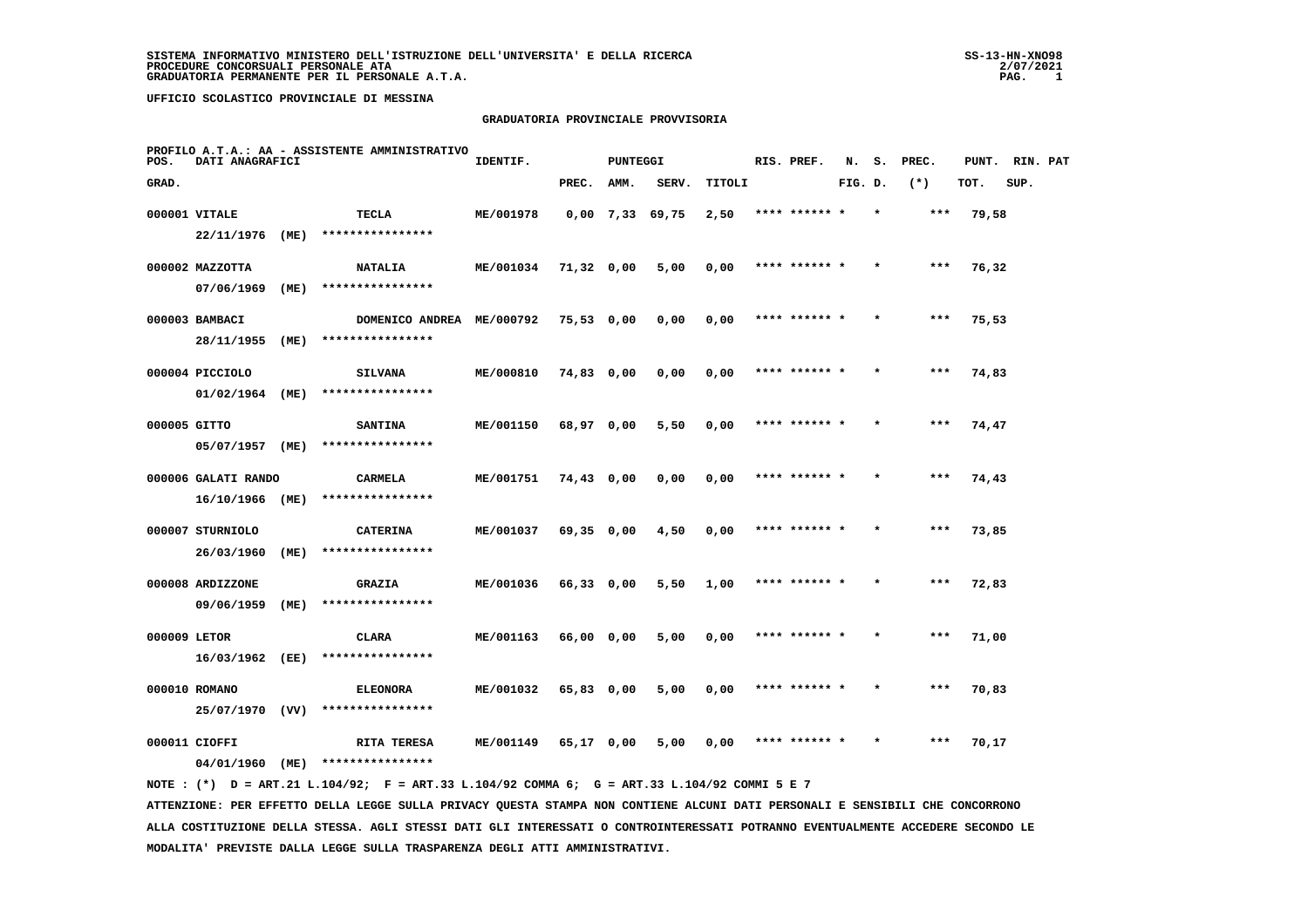SISTEMA INFORMATIVO MINISTERO DELL'ISTRUZIONE DELL'UNIVERSITA' E DELLA RICERCA
PROCEDURE CONCORSUALI PERSONALE ATA
GRADUATORIA PERMANENTE PER IL PERSONALE A.T.A.

UFFICIO SCOLASTICO PROVINCIALE DI MESSINA

## GRADUATORIA PROVINCIALE PROVVISORIA

PROFILO A.T.A.: AA - ASSISTENTE AMMINISTRATIVO

| POS. GRAD. | DATI ANAGRAFICI | | IDENTIF. | PUNTEGGI PREC. | AMM. | SERV. | TITOLI | RIS. PREF. | N. FIG. | S. D. | PREC. (*) | PUNT. TOT. | RIN. PAT SUP. |
|---|---|---|---|---|---|---|---|---|---|---|---|---|---|
| 000001 | VITALE 22/11/1976 (ME) | TECLA **************** | ME/001978 | 0,00 | 7,33 | 69,75 | 2,50 | **** ****** * | | * | *** | 79,58 | |
| 000002 | MAZZOTTA 07/06/1969 (ME) | NATALIA **************** | ME/001034 | 71,32 | 0,00 | 5,00 | 0,00 | **** ****** * | | * | *** | 76,32 | |
| 000003 | BAMBACI 28/11/1955 (ME) | DOMENICO ANDREA **************** | ME/000792 | 75,53 | 0,00 | 0,00 | 0,00 | **** ****** * | | * | *** | 75,53 | |
| 000004 | PICCIOLO 01/02/1964 (ME) | SILVANA **************** | ME/000810 | 74,83 | 0,00 | 0,00 | 0,00 | **** ****** * | | * | *** | 74,83 | |
| 000005 | GITTO 05/07/1957 (ME) | SANTINA **************** | ME/001150 | 68,97 | 0,00 | 5,50 | 0,00 | **** ****** * | | * | *** | 74,47 | |
| 000006 | GALATI RANDO 16/10/1966 (ME) | CARMELA **************** | ME/001751 | 74,43 | 0,00 | 0,00 | 0,00 | **** ****** * | | * | *** | 74,43 | |
| 000007 | STURNIOLO 26/03/1960 (ME) | CATERINA **************** | ME/001037 | 69,35 | 0,00 | 4,50 | 0,00 | **** ****** * | | * | *** | 73,85 | |
| 000008 | ARDIZZONE 09/06/1959 (ME) | GRAZIA **************** | ME/001036 | 66,33 | 0,00 | 5,50 | 1,00 | **** ****** * | | * | *** | 72,83 | |
| 000009 | LETOR 16/03/1962 (EE) | CLARA **************** | ME/001163 | 66,00 | 0,00 | 5,00 | 0,00 | **** ****** * | | * | *** | 71,00 | |
| 000010 | ROMANO 25/07/1970 (VV) | ELEONORA **************** | ME/001032 | 65,83 | 0,00 | 5,00 | 0,00 | **** ****** * | | * | *** | 70,83 | |
| 000011 | CIOFFI 04/01/1960 (ME) | RITA TERESA **************** | ME/001149 | 65,17 | 0,00 | 5,00 | 0,00 | **** ****** * | | * | *** | 70,17 | |

NOTE : (*) D = ART.21 L.104/92; F = ART.33 L.104/92 COMMA 6; G = ART.33 L.104/92 COMMI 5 E 7

ATTENZIONE: PER EFFETTO DELLA LEGGE SULLA PRIVACY QUESTA STAMPA NON CONTIENE ALCUNI DATI PERSONALI E SENSIBILI CHE CONCORRONO ALLA COSTITUZIONE DELLA STESSA. AGLI STESSI DATI GLI INTERESSATI O CONTROINTERESSATI POTRANNO EVENTUALMENTE ACCEDERE SECONDO LE MODALITA' PREVISTE DALLA LEGGE SULLA TRASPARENZA DEGLI ATTI AMMINISTRATIVI.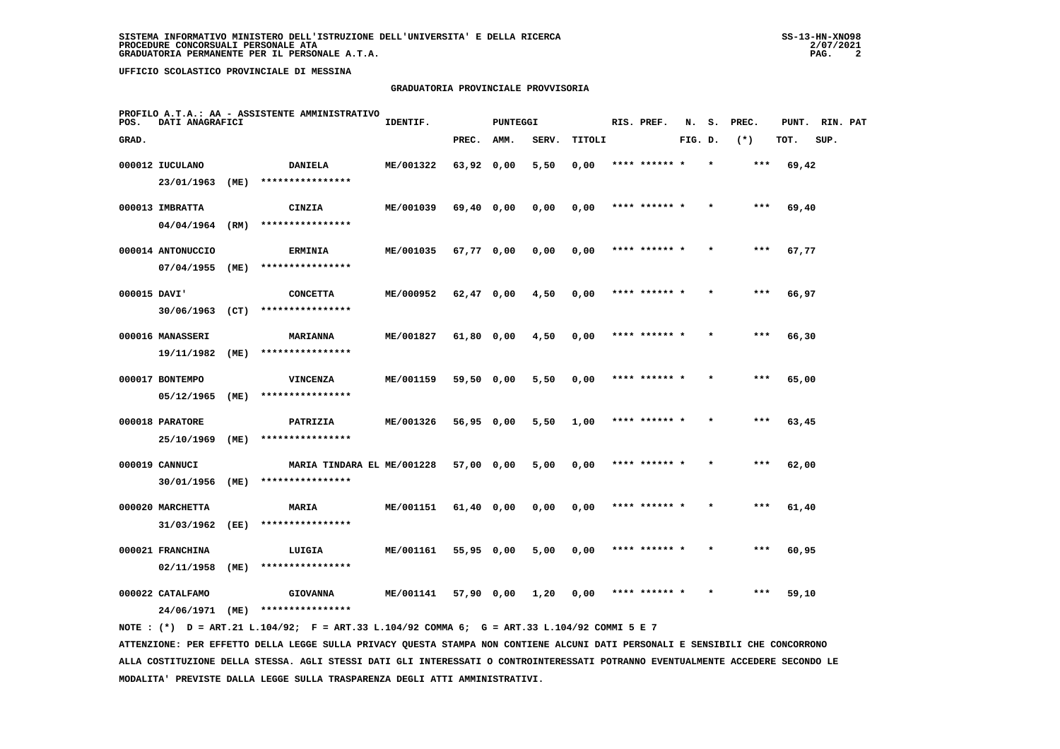SISTEMA INFORMATIVO MINISTERO DELL'ISTRUZIONE DELL'UNIVERSITA' E DELLA RICERCA
PROCEDURE CONCORSUALI PERSONALE ATA
GRADUATORIA PERMANENTE PER IL PERSONALE A.T.A.

UFFICIO SCOLASTICO PROVINCIALE DI MESSINA

## GRADUATORIA PROVINCIALE PROVVISORIA

PROFILO A.T.A.: AA - ASSISTENTE AMMINISTRATIVO

| POS. GRAD. | DATI ANAGRAFICI | | IDENTIF. | PUNTEGGI PREC. | AMM. | SERV. | TITOLI | RIS. PREF. | N. FIG. | S. D. | PREC. (*) | PUNT. TOT. | RIN. SUP. | PAT |
|---|---|---|---|---|---|---|---|---|---|---|---|---|---|---|
| 000012 | IUCULANO 23/01/1963 (ME) | DANIELA **************** | ME/001322 | 63,92 | 0,00 | 5,50 | 0,00 | **** ****** * | | * | *** | 69,42 | | |
| 000013 | IMBRATTA 04/04/1964 (RM) | CINZIA **************** | ME/001039 | 69,40 | 0,00 | 0,00 | 0,00 | **** ****** * | | * | *** | 69,40 | | |
| 000014 | ANTONUCCIO 07/04/1955 (ME) | ERMINIA **************** | ME/001035 | 67,77 | 0,00 | 0,00 | 0,00 | **** ****** * | | * | *** | 67,77 | | |
| 000015 | DAVI' 30/06/1963 (CT) | CONCETTA **************** | ME/000952 | 62,47 | 0,00 | 4,50 | 0,00 | **** ****** * | | * | *** | 66,97 | | |
| 000016 | MANASSERI 19/11/1982 (ME) | MARIANNA **************** | ME/001827 | 61,80 | 0,00 | 4,50 | 0,00 | **** ****** * | | * | *** | 66,30 | | |
| 000017 | BONTEMPO 05/12/1965 (ME) | VINCENZA **************** | ME/001159 | 59,50 | 0,00 | 5,50 | 0,00 | **** ****** * | | * | *** | 65,00 | | |
| 000018 | PARATORE 25/10/1969 (ME) | PATRIZIA **************** | ME/001326 | 56,95 | 0,00 | 5,50 | 1,00 | **** ****** * | | * | *** | 63,45 | | |
| 000019 | CANNUCI 30/01/1956 (ME) | MARIA TINDARA EL **************** | ME/001228 | 57,00 | 0,00 | 5,00 | 0,00 | **** ****** * | | * | *** | 62,00 | | |
| 000020 | MARCHETTA 31/03/1962 (EE) | MARIA **************** | ME/001151 | 61,40 | 0,00 | 0,00 | 0,00 | **** ****** * | | * | *** | 61,40 | | |
| 000021 | FRANCHINA 02/11/1958 (ME) | LUIGIA **************** | ME/001161 | 55,95 | 0,00 | 5,00 | 0,00 | **** ****** * | | * | *** | 60,95 | | |
| 000022 | CATALFAMO 24/06/1971 (ME) | GIOVANNA **************** | ME/001141 | 57,90 | 0,00 | 1,20 | 0,00 | **** ****** * | | * | *** | 59,10 | | |

NOTE : (*) D = ART.21 L.104/92; F = ART.33 L.104/92 COMMA 6; G = ART.33 L.104/92 COMMI 5 E 7

ATTENZIONE: PER EFFETTO DELLA LEGGE SULLA PRIVACY QUESTA STAMPA NON CONTIENE ALCUNI DATI PERSONALI E SENSIBILI CHE CONCORRONO ALLA COSTITUZIONE DELLA STESSA. AGLI STESSI DATI GLI INTERESSATI O CONTROINTERESSATI POTRANNO EVENTUALMENTE ACCEDERE SECONDO LE MODALITA' PREVISTE DALLA LEGGE SULLA TRASPARENZA DEGLI ATTI AMMINISTRATIVI.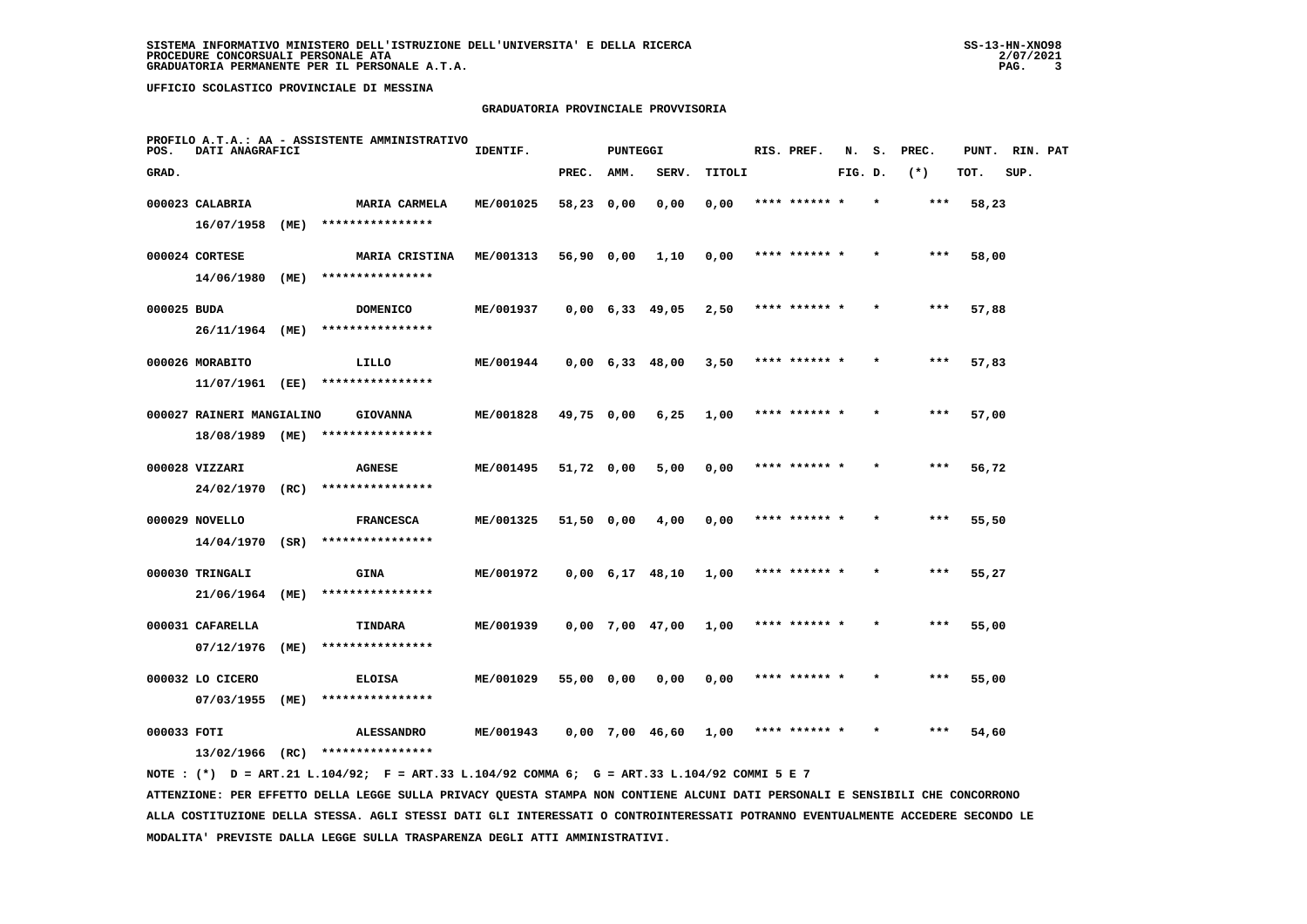**UFFICIO SCOLASTICO PROVINCIALE DI MESSINA**

**GRADUATORIA PROVINCIALE PROVVISORIA**

PROFILO A.T.A.: AA - ASSISTENTE AMMINISTRATIVO

| POS. GRAD. | DATI ANAGRAFICI | | IDENTIF. | PREC. | AMM. | SERV. | TITOLI | RIS. PREF. | N. FIG. | S. D. | PREC. (*) | PUNT. TOT. | RIN. SUP. | PAT |
|---|---|---|---|---|---|---|---|---|---|---|---|---|---|---|
| 000023 | CALABRIA<br>16/07/1958 (ME) | MARIA CARMELA<br>**************** | ME/001025 | 58,23 | 0,00 | 0,00 | 0,00 | **** ****** * | | * | *** | 58,23 | | |
| 000024 | CORTESE<br>14/06/1980 (ME) | MARIA CRISTINA<br>**************** | ME/001313 | 56,90 | 0,00 | 1,10 | 0,00 | **** ****** * | | * | *** | 58,00 | | |
| 000025 | BUDA<br>26/11/1964 (ME) | DOMENICO<br>**************** | ME/001937 | 0,00 | 6,33 | 49,05 | 2,50 | **** ****** * | | * | *** | 57,88 | | |
| 000026 | MORABITO<br>11/07/1961 (EE) | LILLO<br>**************** | ME/001944 | 0,00 | 6,33 | 48,00 | 3,50 | **** ****** * | | * | *** | 57,83 | | |
| 000027 | RAINERI MANGIALINO<br>18/08/1989 (ME) | GIOVANNA<br>**************** | ME/001828 | 49,75 | 0,00 | 6,25 | 1,00 | **** ****** * | | * | *** | 57,00 | | |
| 000028 | VIZZARI<br>24/02/1970 (RC) | AGNESE<br>**************** | ME/001495 | 51,72 | 0,00 | 5,00 | 0,00 | **** ****** * | | * | *** | 56,72 | | |
| 000029 | NOVELLO<br>14/04/1970 (SR) | FRANCESCA<br>**************** | ME/001325 | 51,50 | 0,00 | 4,00 | 0,00 | **** ****** * | | * | *** | 55,50 | | |
| 000030 | TRINGALI<br>21/06/1964 (ME) | GINA<br>**************** | ME/001972 | 0,00 | 6,17 | 48,10 | 1,00 | **** ****** * | | * | *** | 55,27 | | |
| 000031 | CAFARELLA<br>07/12/1976 (ME) | TINDARA<br>**************** | ME/001939 | 0,00 | 7,00 | 47,00 | 1,00 | **** ****** * | | * | *** | 55,00 | | |
| 000032 | LO CICERO<br>07/03/1955 (ME) | ELOISA<br>**************** | ME/001029 | 55,00 | 0,00 | 0,00 | 0,00 | **** ****** * | | * | *** | 55,00 | | |
| 000033 | FOTI<br>13/02/1966 (RC) | ALESSANDRO<br>**************** | ME/001943 | 0,00 | 7,00 | 46,60 | 1,00 | **** ****** * | | * | *** | 54,60 | | |

NOTE : (*) D = ART.21 L.104/92; F = ART.33 L.104/92 COMMA 6; G = ART.33 L.104/92 COMMI 5 E 7

ATTENZIONE: PER EFFETTO DELLA LEGGE SULLA PRIVACY QUESTA STAMPA NON CONTIENE ALCUNI DATI PERSONALI E SENSIBILI CHE CONCORRONO ALLA COSTITUZIONE DELLA STESSA. AGLI STESSI DATI GLI INTERESSATI O CONTROINTERESSATI POTRANNO EVENTUALMENTE ACCEDERE SECONDO LE MODALITA' PREVISTE DALLA LEGGE SULLA TRASPARENZA DEGLI ATTI AMMINISTRATIVI.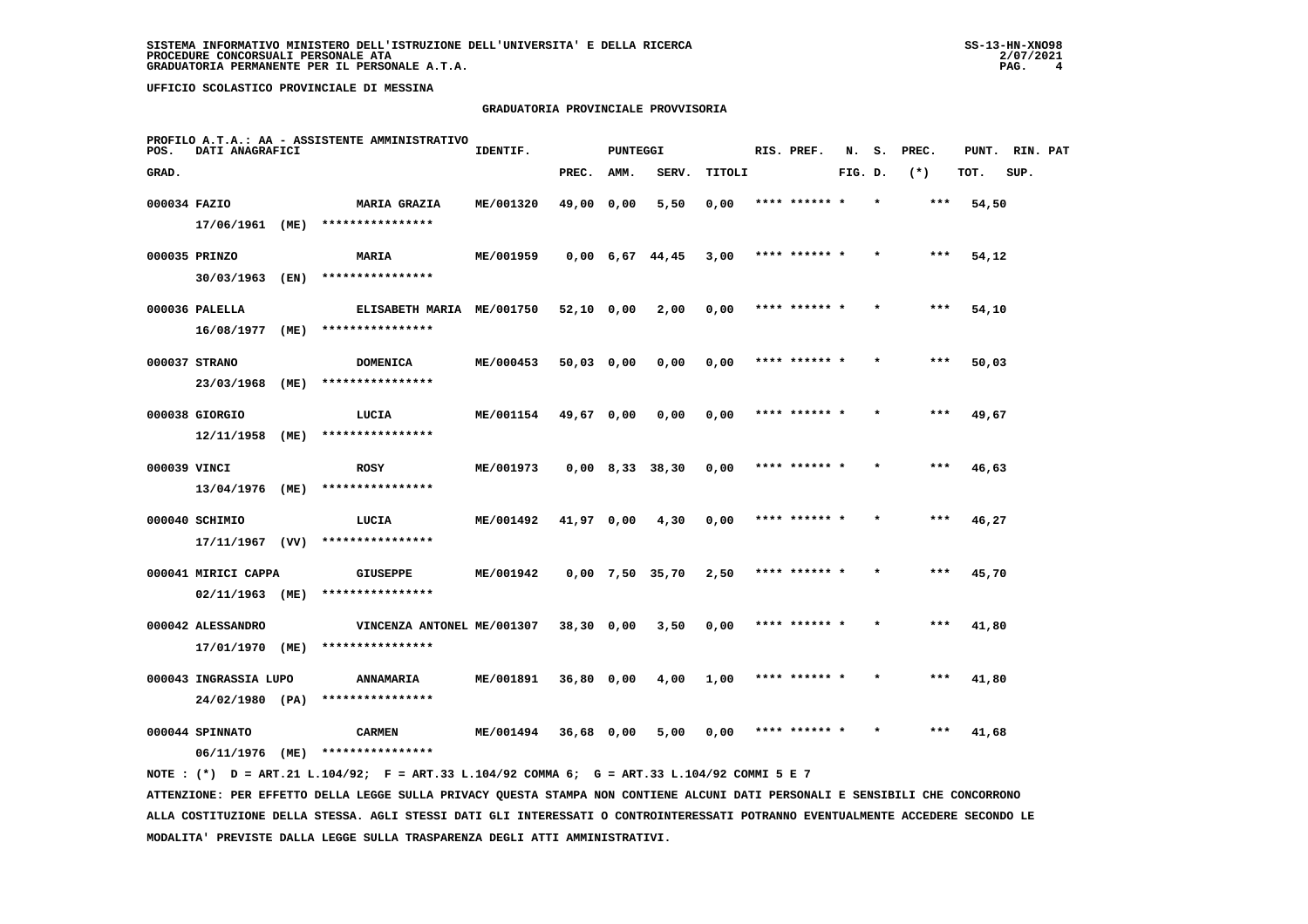SISTEMA INFORMATIVO MINISTERO DELL'ISTRUZIONE DELL'UNIVERSITA' E DELLA RICERCA
PROCEDURE CONCORSUALI PERSONALE ATA
GRADUATORIA PERMANENTE PER IL PERSONALE A.T.A.

UFFICIO SCOLASTICO PROVINCIALE DI MESSINA

## GRADUATORIA PROVINCIALE PROVVISORIA

PROFILO A.T.A.: AA - ASSISTENTE AMMINISTRATIVO

| POS. GRAD. | DATI ANAGRAFICI | | IDENTIF. | PUNTEGGI PREC. | AMM. | SERV. | TITOLI | RIS. PREF. | N. FIG. | S. D. | PREC. (*) | PUNT. TOT. | RIN. SUP. | PAT |
|---|---|---|---|---|---|---|---|---|---|---|---|---|---|---|
| 000034 | FAZIO 17/06/1961 (ME) | MARIA GRAZIA **************** | ME/001320 | 49,00 | 0,00 | 5,50 | 0,00 | **** ****** * | | * | *** | 54,50 | | |
| 000035 | PRINZO 30/03/1963 (EN) | MARIA **************** | ME/001959 | 0,00 | 6,67 | 44,45 | 3,00 | **** ****** * | | * | *** | 54,12 | | |
| 000036 | PALELLA 16/08/1977 (ME) | ELISABETH MARIA **************** | ME/001750 | 52,10 | 0,00 | 2,00 | 0,00 | **** ****** * | | * | *** | 54,10 | | |
| 000037 | STRANO 23/03/1968 (ME) | DOMENICA **************** | ME/000453 | 50,03 | 0,00 | 0,00 | 0,00 | **** ****** * | | * | *** | 50,03 | | |
| 000038 | GIORGIO 12/11/1958 (ME) | LUCIA **************** | ME/001154 | 49,67 | 0,00 | 0,00 | 0,00 | **** ****** * | | * | *** | 49,67 | | |
| 000039 | VINCI 13/04/1976 (ME) | ROSY **************** | ME/001973 | 0,00 | 8,33 | 38,30 | 0,00 | **** ****** * | | * | *** | 46,63 | | |
| 000040 | SCHIMIO 17/11/1967 (VV) | LUCIA **************** | ME/001492 | 41,97 | 0,00 | 4,30 | 0,00 | **** ****** * | | * | *** | 46,27 | | |
| 000041 | MIRICI CAPPA 02/11/1963 (ME) | GIUSEPPE **************** | ME/001942 | 0,00 | 7,50 | 35,70 | 2,50 | **** ****** * | | * | *** | 45,70 | | |
| 000042 | ALESSANDRO 17/01/1970 (ME) | VINCENZA ANTONEL **************** | ME/001307 | 38,30 | 0,00 | 3,50 | 0,00 | **** ****** * | | * | *** | 41,80 | | |
| 000043 | INGRASSIA LUPO 24/02/1980 (PA) | ANNAMARIA **************** | ME/001891 | 36,80 | 0,00 | 4,00 | 1,00 | **** ****** * | | * | *** | 41,80 | | |
| 000044 | SPINNATO 06/11/1976 (ME) | CARMEN **************** | ME/001494 | 36,68 | 0,00 | 5,00 | 0,00 | **** ****** * | | * | *** | 41,68 | | |

NOTE : (*) D = ART.21 L.104/92; F = ART.33 L.104/92 COMMA 6; G = ART.33 L.104/92 COMMI 5 E 7

ATTENZIONE: PER EFFETTO DELLA LEGGE SULLA PRIVACY QUESTA STAMPA NON CONTIENE ALCUNI DATI PERSONALI E SENSIBILI CHE CONCORRONO ALLA COSTITUZIONE DELLA STESSA. AGLI STESSI DATI GLI INTERESSATI O CONTROINTERESSATI POTRANNO EVENTUALMENTE ACCEDERE SECONDO LE MODALITA' PREVISTE DALLA LEGGE SULLA TRASPARENZA DEGLI ATTI AMMINISTRATIVI.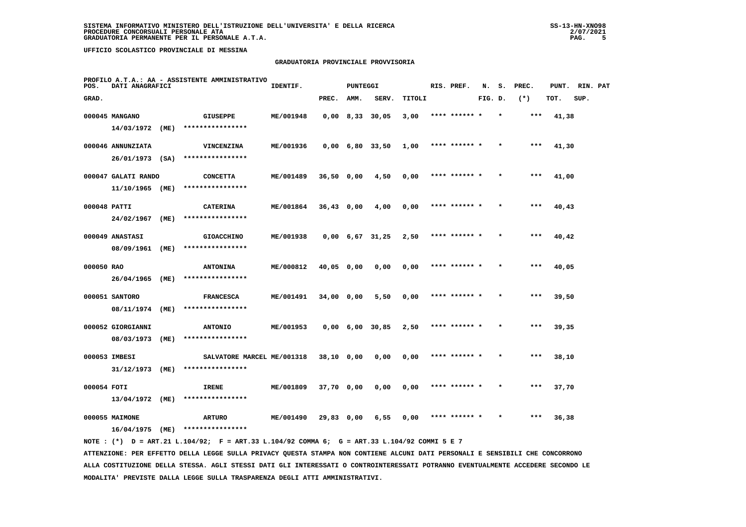SISTEMA INFORMATIVO MINISTERO DELL'ISTRUZIONE DELL'UNIVERSITA' E DELLA RICERCA
PROCEDURE CONCORSUALI PERSONALE ATA
GRADUATORIA PERMANENTE PER IL PERSONALE A.T.A.

UFFICIO SCOLASTICO PROVINCIALE DI MESSINA

## GRADUATORIA PROVINCIALE PROVVISORIA

PROFILO A.T.A.: AA - ASSISTENTE AMMINISTRATIVO

| POS. GRAD. | DATI ANAGRAFICI | | IDENTIF. | PUNTEGGI PREC. | AMM. | SERV. | TITOLI | RIS. PREF. | N. FIG. | S. D. | PREC. (*) | PUNT. TOT. | RIN. SUP. | PAT |
|---|---|---|---|---|---|---|---|---|---|---|---|---|---|---|
| 000045 | MANGANO<br>14/03/1972 (ME) | GIUSEPPE<br>**************** | ME/001948 | 0,00 | 8,33 | 30,05 | 3,00 | **** ****** * | | * | *** | 41,38 | | |
| 000046 | ANNUNZIATA<br>26/01/1973 (SA) | VINCENZINA<br>**************** | ME/001936 | 0,00 | 6,80 | 33,50 | 1,00 | **** ****** * | | * | *** | 41,30 | | |
| 000047 | GALATI RANDO<br>11/10/1965 (ME) | CONCETTA<br>**************** | ME/001489 | 36,50 | 0,00 | 4,50 | 0,00 | **** ****** * | | * | *** | 41,00 | | |
| 000048 | PATTI<br>24/02/1967 (ME) | CATERINA<br>**************** | ME/001864 | 36,43 | 0,00 | 4,00 | 0,00 | **** ****** * | | * | *** | 40,43 | | |
| 000049 | ANASTASI<br>08/09/1961 (ME) | GIOACCHINO<br>**************** | ME/001938 | 0,00 | 6,67 | 31,25 | 2,50 | **** ****** * | | * | *** | 40,42 | | |
| 000050 | RAO<br>26/04/1965 (ME) | ANTONINA<br>**************** | ME/000812 | 40,05 | 0,00 | 0,00 | 0,00 | **** ****** * | | * | *** | 40,05 | | |
| 000051 | SANTORO<br>08/11/1974 (ME) | FRANCESCA<br>**************** | ME/001491 | 34,00 | 0,00 | 5,50 | 0,00 | **** ****** * | | * | *** | 39,50 | | |
| 000052 | GIORGIANNI<br>08/03/1973 (ME) | ANTONIO<br>**************** | ME/001953 | 0,00 | 6,00 | 30,85 | 2,50 | **** ****** * | | * | *** | 39,35 | | |
| 000053 | IMBESI<br>31/12/1973 (ME) | SALVATORE MARCEL<br>**************** | ME/001318 | 38,10 | 0,00 | 0,00 | 0,00 | **** ****** * | | * | *** | 38,10 | | |
| 000054 | FOTI<br>13/04/1972 (ME) | IRENE<br>**************** | ME/001809 | 37,70 | 0,00 | 0,00 | 0,00 | **** ****** * | | * | *** | 37,70 | | |
| 000055 | MAIMONE<br>16/04/1975 (ME) | ARTURO<br>**************** | ME/001490 | 29,83 | 0,00 | 6,55 | 0,00 | **** ****** * | | * | *** | 36,38 | | |

NOTE : (*) D = ART.21 L.104/92; F = ART.33 L.104/92 COMMA 6; G = ART.33 L.104/92 COMMI 5 E 7

ATTENZIONE: PER EFFETTO DELLA LEGGE SULLA PRIVACY QUESTA STAMPA NON CONTIENE ALCUNI DATI PERSONALI E SENSIBILI CHE CONCORRONO ALLA COSTITUZIONE DELLA STESSA. AGLI STESSI DATI GLI INTERESSATI O CONTROINTERESSATI POTRANNO EVENTUALMENTE ACCEDERE SECONDO LE MODALITA' PREVISTE DALLA LEGGE SULLA TRASPARENZA DEGLI ATTI AMMINISTRATIVI.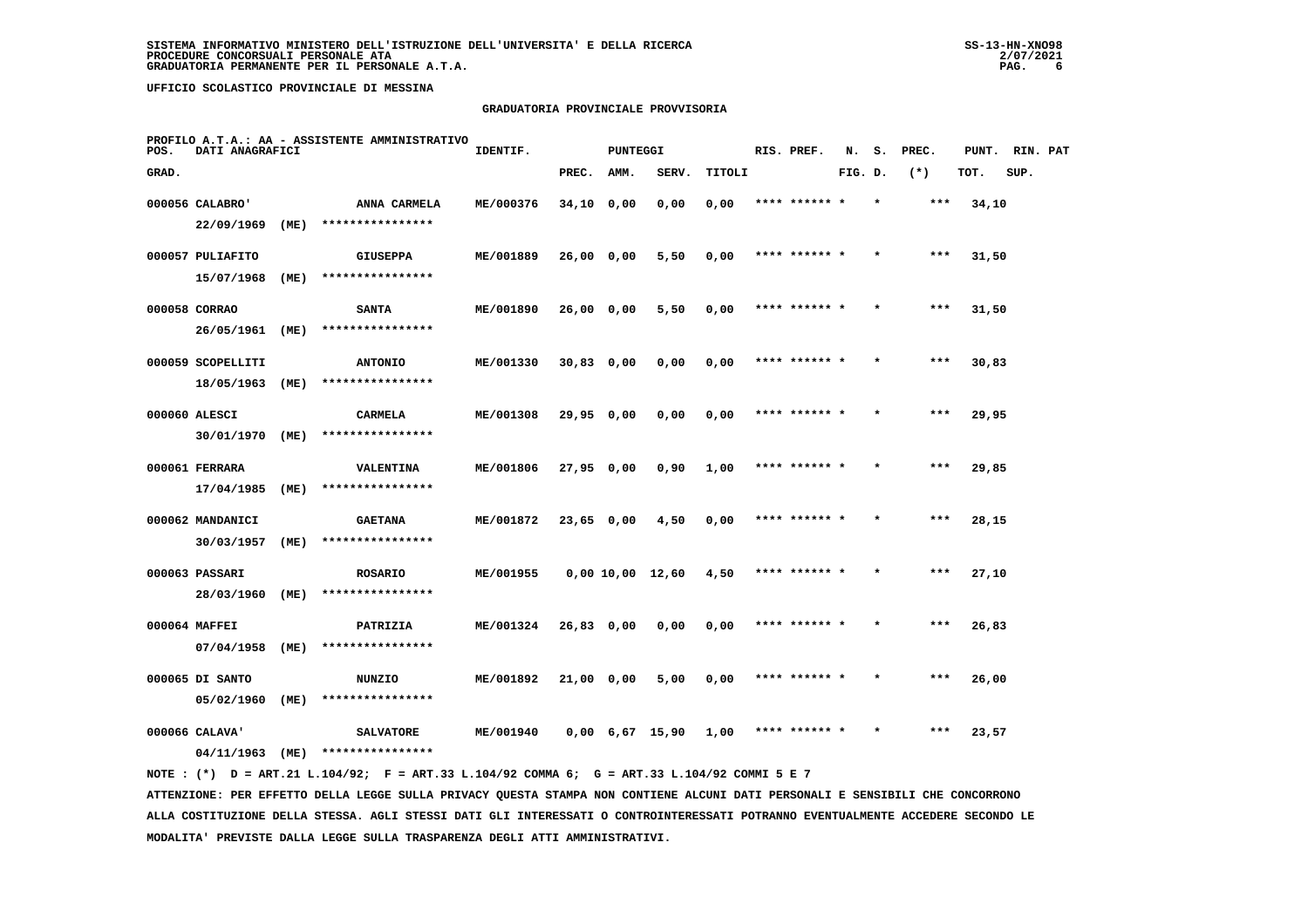**SISTEMA INFORMATIVO MINISTERO DELL'ISTRUZIONE DELL'UNIVERSITA' E DELLA RICERCA**
**PROCEDURE CONCORSUALI PERSONALE ATA**
**GRADUATORIA PERMANENTE PER IL PERSONALE A.T.A.**

**UFFICIO SCOLASTICO PROVINCIALE DI MESSINA**

## GRADUATORIA PROVINCIALE PROVVISORIA

PROFILO A.T.A.: AA - ASSISTENTE AMMINISTRATIVO

| POS. GRAD. | DATI ANAGRAFICI | | IDENTIF. | PUNTEGGI PREC. | AMM. | SERV. | TITOLI | RIS. PREF. | N. FIG. | S. D. | PREC. (*) | PUNT. TOT. | RIN. SUP. | PAT |
|---|---|---|---|---|---|---|---|---|---|---|---|---|---|---|
| 000056 | CALABRO' 22/09/1969 (ME) | ANNA CARMELA **************** | ME/000376 | 34,10 | 0,00 | 0,00 | 0,00 | **** ****** * | | * | *** | 34,10 | | |
| 000057 | PULIAFITO 15/07/1968 (ME) | GIUSEPPA **************** | ME/001889 | 26,00 | 0,00 | 5,50 | 0,00 | **** ****** * | | * | *** | 31,50 | | |
| 000058 | CORRAO 26/05/1961 (ME) | SANTA **************** | ME/001890 | 26,00 | 0,00 | 5,50 | 0,00 | **** ****** * | | * | *** | 31,50 | | |
| 000059 | SCOPELLITI 18/05/1963 (ME) | ANTONIO **************** | ME/001330 | 30,83 | 0,00 | 0,00 | 0,00 | **** ****** * | | * | *** | 30,83 | | |
| 000060 | ALESCI 30/01/1970 (ME) | CARMELA **************** | ME/001308 | 29,95 | 0,00 | 0,00 | 0,00 | **** ****** * | | * | *** | 29,95 | | |
| 000061 | FERRARA 17/04/1985 (ME) | VALENTINA **************** | ME/001806 | 27,95 | 0,00 | 0,90 | 1,00 | **** ****** * | | * | *** | 29,85 | | |
| 000062 | MANDANICI 30/03/1957 (ME) | GAETANA **************** | ME/001872 | 23,65 | 0,00 | 4,50 | 0,00 | **** ****** * | | * | *** | 28,15 | | |
| 000063 | PASSARI 28/03/1960 (ME) | ROSARIO **************** | ME/001955 | 0,00 | 10,00 | 12,60 | 4,50 | **** ****** * | | * | *** | 27,10 | | |
| 000064 | MAFFEI 07/04/1958 (ME) | PATRIZIA **************** | ME/001324 | 26,83 | 0,00 | 0,00 | 0,00 | **** ****** * | | * | *** | 26,83 | | |
| 000065 | DI SANTO 05/02/1960 (ME) | NUNZIO **************** | ME/001892 | 21,00 | 0,00 | 5,00 | 0,00 | **** ****** * | | * | *** | 26,00 | | |
| 000066 | CALAVA' 04/11/1963 (ME) | SALVATORE **************** | ME/001940 | 0,00 | 6,67 | 15,90 | 1,00 | **** ****** * | | * | *** | 23,57 | | |

NOTE : (*) D = ART.21 L.104/92; F = ART.33 L.104/92 COMMA 6; G = ART.33 L.104/92 COMMI 5 E 7

ATTENZIONE: PER EFFETTO DELLA LEGGE SULLA PRIVACY QUESTA STAMPA NON CONTIENE ALCUNI DATI PERSONALI E SENSIBILI CHE CONCORRONO ALLA COSTITUZIONE DELLA STESSA. AGLI STESSI DATI GLI INTERESSATI O CONTROINTERESSATI POTRANNO EVENTUALMENTE ACCEDERE SECONDO LE MODALITA' PREVISTE DALLA LEGGE SULLA TRASPARENZA DEGLI ATTI AMMINISTRATIVI.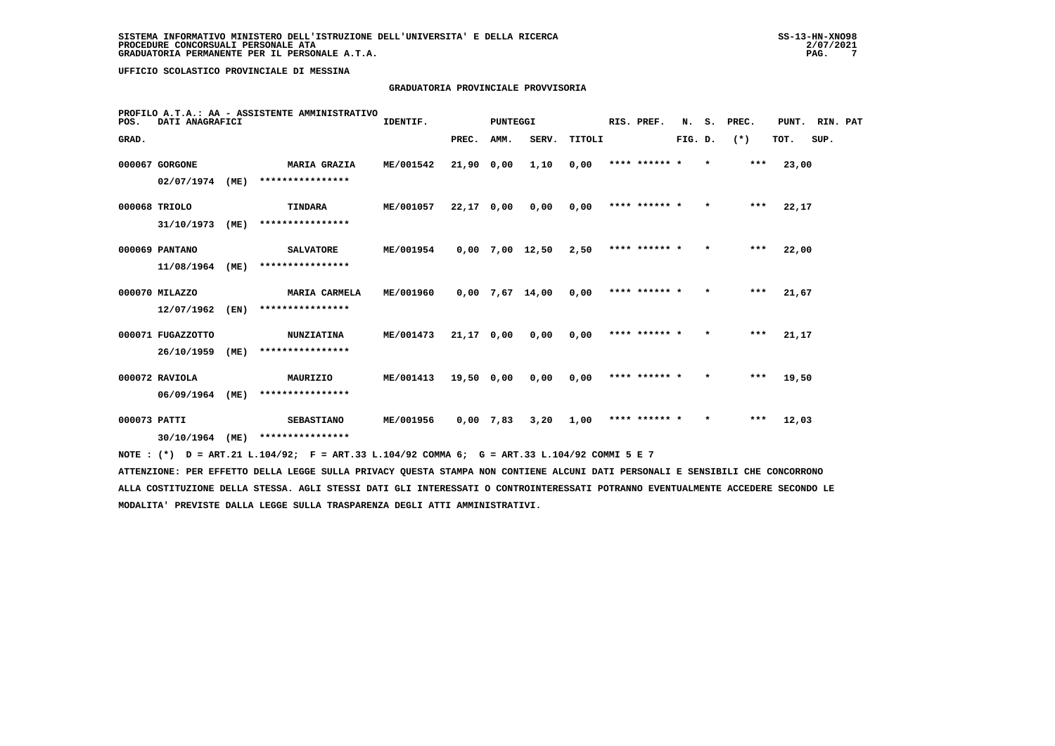SISTEMA INFORMATIVO MINISTERO DELL'ISTRUZIONE DELL'UNIVERSITA' E DELLA RICERCA
PROCEDURE CONCORSUALI PERSONALE ATA
GRADUATORIA PERMANENTE PER IL PERSONALE A.T.A.

UFFICIO SCOLASTICO PROVINCIALE DI MESSINA

GRADUATORIA PROVINCIALE PROVVISORIA

PROFILO A.T.A.: AA - ASSISTENTE AMMINISTRATIVO

| POS. GRAD. | DATI ANAGRAFICI | | IDENTIF. | PUNTEGGI PREC. | AMM. | SERV. | TITOLI | RIS. PREF. | N. FIG. | S. D. | PREC. (*) | PUNT. TOT. | RIN. SUP. | PAT |
|---|---|---|---|---|---|---|---|---|---|---|---|---|---|---|
| 000067 | GORGONE 02/07/1974 (ME) | MARIA GRAZIA **************** | ME/001542 | 21,90 | 0,00 | 1,10 | 0,00 | **** ****** * | | * | *** | 23,00 | | |
| 000068 | TRIOLO 31/10/1973 (ME) | TINDARA **************** | ME/001057 | 22,17 | 0,00 | 0,00 | 0,00 | **** ****** * | | * | *** | 22,17 | | |
| 000069 | PANTANO 11/08/1964 (ME) | SALVATORE **************** | ME/001954 | 0,00 | 7,00 | 12,50 | 2,50 | **** ****** * | | * | *** | 22,00 | | |
| 000070 | MILAZZO 12/07/1962 (EN) | MARIA CARMELA **************** | ME/001960 | 0,00 | 7,67 | 14,00 | 0,00 | **** ****** * | | * | *** | 21,67 | | |
| 000071 | FUGAZZOTTO 26/10/1959 (ME) | NUNZIATINA **************** | ME/001473 | 21,17 | 0,00 | 0,00 | 0,00 | **** ****** * | | * | *** | 21,17 | | |
| 000072 | RAVIOLA 06/09/1964 (ME) | MAURIZIO **************** | ME/001413 | 19,50 | 0,00 | 0,00 | 0,00 | **** ****** * | | * | *** | 19,50 | | |
| 000073 | PATTI 30/10/1964 (ME) | SEBASTIANO **************** | ME/001956 | 0,00 | 7,83 | 3,20 | 1,00 | **** ****** * | | * | *** | 12,03 | | |

NOTE : (*) D = ART.21 L.104/92; F = ART.33 L.104/92 COMMA 6; G = ART.33 L.104/92 COMMI 5 E 7

ATTENZIONE: PER EFFETTO DELLA LEGGE SULLA PRIVACY QUESTA STAMPA NON CONTIENE ALCUNI DATI PERSONALI E SENSIBILI CHE CONCORRONO ALLA COSTITUZIONE DELLA STESSA. AGLI STESSI DATI GLI INTERESSATI O CONTROINTERESSATI POTRANNO EVENTUALMENTE ACCEDERE SECONDO LE MODALITA' PREVISTE DALLA LEGGE SULLA TRASPARENZA DEGLI ATTI AMMINISTRATIVI.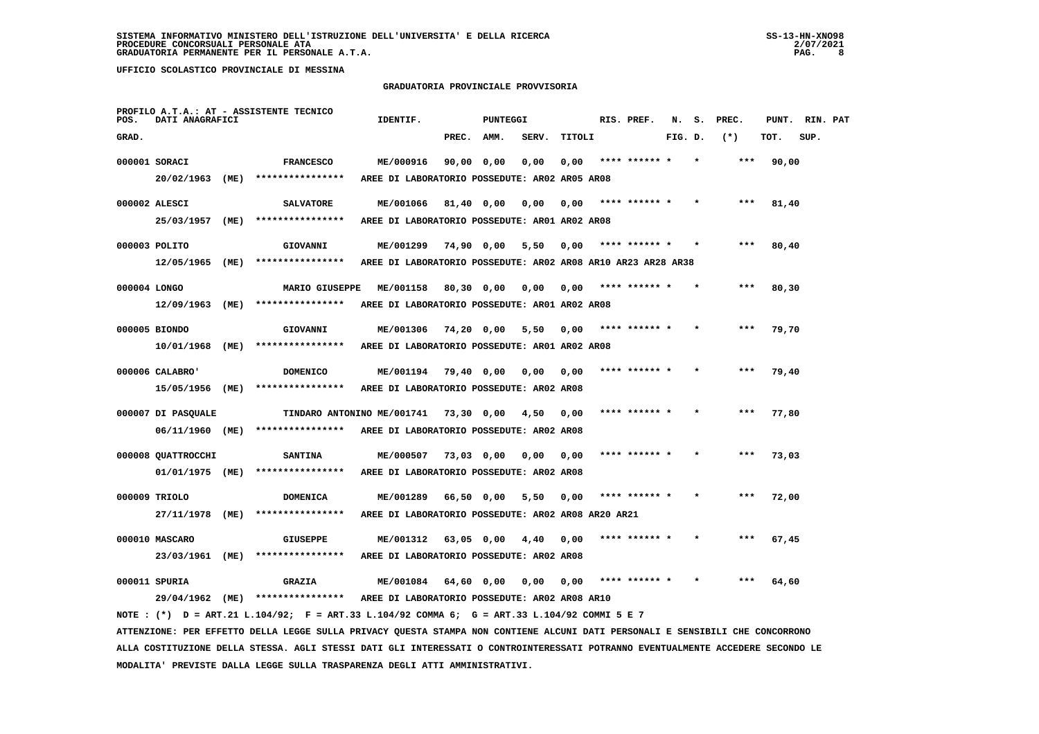**UFFICIO SCOLASTICO PROVINCIALE DI MESSINA**

## GRADUATORIA PROVINCIALE PROVVISORIA

PROFILO A.T.A.: AT - ASSISTENTE TECNICO

| POS. GRAD. | DATI ANAGRAFICI | | IDENTIF. | PUNTEGGI PREC. | AMM. | SERV. | TITOLI | RIS. PREF. | N. S. FIG. D. | PREC. (*) | PUNT. TOT. | RIN. SUP. | PAT |
|---|---|---|---|---|---|---|---|---|---|---|---|---|---|
| 000001 | SORACI | FRANCESCO | ME/000916 | 90,00 | 0,00 | 0,00 | 0,00 | **** ****** * | * | *** | 90,00 | | |
| | 20/02/1963 (ME) | **************** | AREE DI LABORATORIO POSSEDUTE: AR02 AR05 AR08 | | | | | | | | | | |
| 000002 | ALESCI | SALVATORE | ME/001066 | 81,40 | 0,00 | 0,00 | 0,00 | **** ****** * | * | *** | 81,40 | | |
| | 25/03/1957 (ME) | **************** | AREE DI LABORATORIO POSSEDUTE: AR01 AR02 AR08 | | | | | | | | | | |
| 000003 | POLITO | GIOVANNI | ME/001299 | 74,90 | 0,00 | 5,50 | 0,00 | **** ****** * | * | *** | 80,40 | | |
| | 12/05/1965 (ME) | **************** | AREE DI LABORATORIO POSSEDUTE: AR02 AR08 AR10 AR23 AR28 AR38 | | | | | | | | | | |
| 000004 | LONGO | MARIO GIUSEPPE | ME/001158 | 80,30 | 0,00 | 0,00 | 0,00 | **** ****** * | * | *** | 80,30 | | |
| | 12/09/1963 (ME) | **************** | AREE DI LABORATORIO POSSEDUTE: AR01 AR02 AR08 | | | | | | | | | | |
| 000005 | BIONDO | GIOVANNI | ME/001306 | 74,20 | 0,00 | 5,50 | 0,00 | **** ****** * | * | *** | 79,70 | | |
| | 10/01/1968 (ME) | **************** | AREE DI LABORATORIO POSSEDUTE: AR01 AR02 AR08 | | | | | | | | | | |
| 000006 | CALABRO' | DOMENICO | ME/001194 | 79,40 | 0,00 | 0,00 | 0,00 | **** ****** * | * | *** | 79,40 | | |
| | 15/05/1956 (ME) | **************** | AREE DI LABORATORIO POSSEDUTE: AR02 AR08 | | | | | | | | | | |
| 000007 | DI PASQUALE | TINDARO ANTONINO | ME/001741 | 73,30 | 0,00 | 4,50 | 0,00 | **** ****** * | * | *** | 77,80 | | |
| | 06/11/1960 (ME) | **************** | AREE DI LABORATORIO POSSEDUTE: AR02 AR08 | | | | | | | | | | |
| 000008 | QUATTROCCHI | SANTINA | ME/000507 | 73,03 | 0,00 | 0,00 | 0,00 | **** ****** * | * | *** | 73,03 | | |
| | 01/01/1975 (ME) | **************** | AREE DI LABORATORIO POSSEDUTE: AR02 AR08 | | | | | | | | | | |
| 000009 | TRIOLO | DOMENICA | ME/001289 | 66,50 | 0,00 | 5,50 | 0,00 | **** ****** * | * | *** | 72,00 | | |
| | 27/11/1978 (ME) | **************** | AREE DI LABORATORIO POSSEDUTE: AR02 AR08 AR20 AR21 | | | | | | | | | | |
| 000010 | MASCARO | GIUSEPPE | ME/001312 | 63,05 | 0,00 | 4,40 | 0,00 | **** ****** * | * | *** | 67,45 | | |
| | 23/03/1961 (ME) | **************** | AREE DI LABORATORIO POSSEDUTE: AR02 AR08 | | | | | | | | | | |
| 000011 | SPURIA | GRAZIA | ME/001084 | 64,60 | 0,00 | 0,00 | 0,00 | **** ****** * | * | *** | 64,60 | | |
| | 29/04/1962 (ME) | **************** | AREE DI LABORATORIO POSSEDUTE: AR02 AR08 AR10 | | | | | | | | | | |

NOTE : (*) D = ART.21 L.104/92; F = ART.33 L.104/92 COMMA 6; G = ART.33 L.104/92 COMMI 5 E 7

ATTENZIONE: PER EFFETTO DELLA LEGGE SULLA PRIVACY QUESTA STAMPA NON CONTIENE ALCUNI DATI PERSONALI E SENSIBILI CHE CONCORRONO ALLA COSTITUZIONE DELLA STESSA. AGLI STESSI DATI GLI INTERESSATI O CONTROINTERESSATI POTRANNO EVENTUALMENTE ACCEDERE SECONDO LE MODALITA' PREVISTE DALLA LEGGE SULLA TRASPARENZA DEGLI ATTI AMMINISTRATIVI.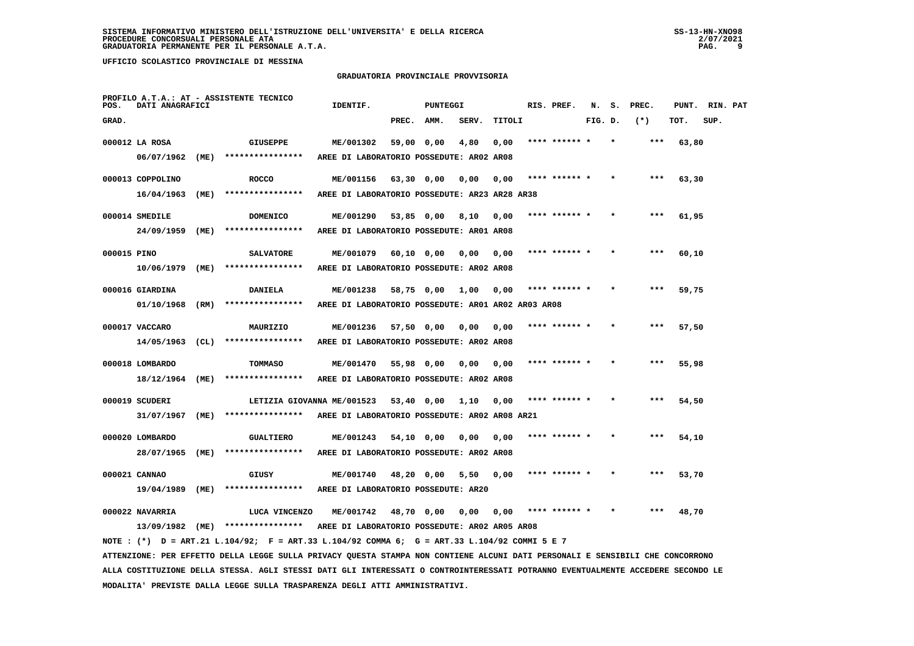SISTEMA INFORMATIVO MINISTERO DELL'ISTRUZIONE DELL'UNIVERSITA' E DELLA RICERCA
PROCEDURE CONCORSUALI PERSONALE ATA
GRADUATORIA PERMANENTE PER IL PERSONALE A.T.A.

UFFICIO SCOLASTICO PROVINCIALE DI MESSINA

GRADUATORIA PROVINCIALE PROVVISORIA

PROFILO A.T.A.: AT - ASSISTENTE TECNICO

| POS. GRAD. | DATI ANAGRAFICI | | IDENTIF. | PUNTEGGI PREC. | AMM. | SERV. | TITOLI | RIS. PREF. | N. FIG. | S. D. | PREC. (*) | PUNT. TOT. | RIN. SUP. | PAT |
|---|---|---|---|---|---|---|---|---|---|---|---|---|---|---|
| 000012 | LA ROSA | GIUSEPPE | ME/001302 | 59,00 | 0,00 | 4,80 | 0,00 | **** ****** * | * | | *** | 63,80 | | |
| | 06/07/1962 (ME) | **************** | AREE DI LABORATORIO POSSEDUTE: AR02 AR08 | | | | | | | | | | | |
| 000013 | COPPOLINO | ROCCO | ME/001156 | 63,30 | 0,00 | 0,00 | 0,00 | **** ****** * | * | | *** | 63,30 | | |
| | 16/04/1963 (ME) | **************** | AREE DI LABORATORIO POSSEDUTE: AR23 AR28 AR38 | | | | | | | | | | | |
| 000014 | SMEDILE | DOMENICO | ME/001290 | 53,85 | 0,00 | 8,10 | 0,00 | **** ****** * | * | | *** | 61,95 | | |
| | 24/09/1959 (ME) | **************** | AREE DI LABORATORIO POSSEDUTE: AR01 AR08 | | | | | | | | | | | |
| 000015 | PINO | SALVATORE | ME/001079 | 60,10 | 0,00 | 0,00 | 0,00 | **** ****** * | * | | *** | 60,10 | | |
| | 10/06/1979 (ME) | **************** | AREE DI LABORATORIO POSSEDUTE: AR02 AR08 | | | | | | | | | | | |
| 000016 | GIARDINA | DANIELA | ME/001238 | 58,75 | 0,00 | 1,00 | 0,00 | **** ****** * | * | | *** | 59,75 | | |
| | 01/10/1968 (RM) | **************** | AREE DI LABORATORIO POSSEDUTE: AR01 AR02 AR03 AR08 | | | | | | | | | | | |
| 000017 | VACCARO | MAURIZIO | ME/001236 | 57,50 | 0,00 | 0,00 | 0,00 | **** ****** * | * | | *** | 57,50 | | |
| | 14/05/1963 (CL) | **************** | AREE DI LABORATORIO POSSEDUTE: AR02 AR08 | | | | | | | | | | | |
| 000018 | LOMBARDO | TOMMASO | ME/001470 | 55,98 | 0,00 | 0,00 | 0,00 | **** ****** * | * | | *** | 55,98 | | |
| | 18/12/1964 (ME) | **************** | AREE DI LABORATORIO POSSEDUTE: AR02 AR08 | | | | | | | | | | | |
| 000019 | SCUDERI | LETIZIA GIOVANNA | ME/001523 | 53,40 | 0,00 | 1,10 | 0,00 | **** ****** * | * | | *** | 54,50 | | |
| | 31/07/1967 (ME) | **************** | AREE DI LABORATORIO POSSEDUTE: AR02 AR08 AR21 | | | | | | | | | | | |
| 000020 | LOMBARDO | GUALTIERO | ME/001243 | 54,10 | 0,00 | 0,00 | 0,00 | **** ****** * | * | | *** | 54,10 | | |
| | 28/07/1965 (ME) | **************** | AREE DI LABORATORIO POSSEDUTE: AR02 AR08 | | | | | | | | | | | |
| 000021 | CANNAO | GIUSY | ME/001740 | 48,20 | 0,00 | 5,50 | 0,00 | **** ****** * | * | | *** | 53,70 | | |
| | 19/04/1989 (ME) | **************** | AREE DI LABORATORIO POSSEDUTE: AR20 | | | | | | | | | | | |
| 000022 | NAVARRIA | LUCA VINCENZO | ME/001742 | 48,70 | 0,00 | 0,00 | 0,00 | **** ****** * | * | | *** | 48,70 | | |
| | 13/09/1982 (ME) | **************** | AREE DI LABORATORIO POSSEDUTE: AR02 AR05 AR08 | | | | | | | | | | | |

NOTE : (*) D = ART.21 L.104/92; F = ART.33 L.104/92 COMMA 6; G = ART.33 L.104/92 COMMI 5 E 7

ATTENZIONE: PER EFFETTO DELLA LEGGE SULLA PRIVACY QUESTA STAMPA NON CONTIENE ALCUNI DATI PERSONALI E SENSIBILI CHE CONCORRONO ALLA COSTITUZIONE DELLA STESSA. AGLI STESSI DATI GLI INTERESSATI O CONTROINTERESSATI POTRANNO EVENTUALMENTE ACCEDERE SECONDO LE MODALITA' PREVISTE DALLA LEGGE SULLA TRASPARENZA DEGLI ATTI AMMINISTRATIVI.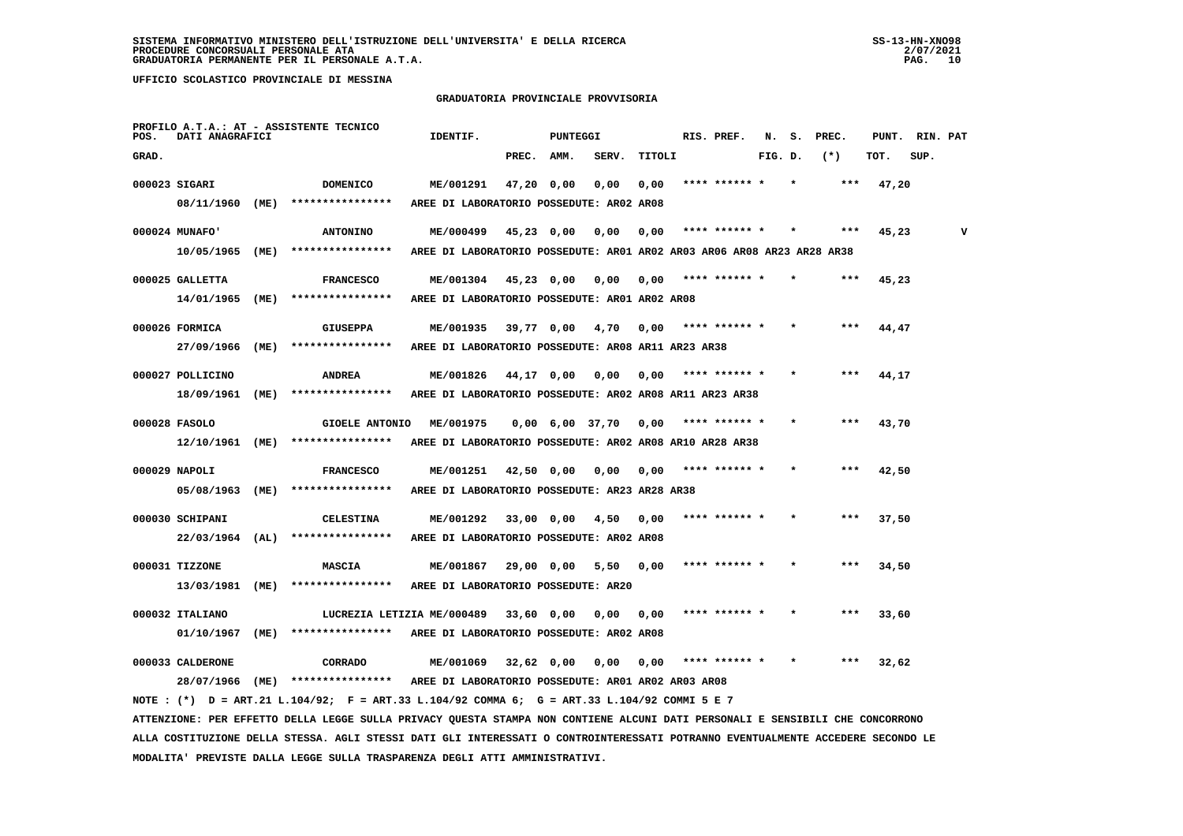SISTEMA INFORMATIVO MINISTERO DELL'ISTRUZIONE DELL'UNIVERSITA' E DELLA RICERCA
PROCEDURE CONCORSUALI PERSONALE ATA
GRADUATORIA PERMANENTE PER IL PERSONALE A.T.A.

UFFICIO SCOLASTICO PROVINCIALE DI MESSINA

## GRADUATORIA PROVINCIALE PROVVISORIA

PROFILO A.T.A.: AT - ASSISTENTE TECNICO

| POS. GRAD. | DATI ANAGRAFICI | | IDENTIF. | PUNTEGGI PREC. | AMM. | SERV. | TITOLI | RIS. PREF. | N. FIG. | S. D. | PREC. (*) | PUNT. TOT. | RIN. SUP. | PAT |
|---|---|---|---|---|---|---|---|---|---|---|---|---|---|---|
| 000023 | SIGARI | DOMENICO | ME/001291 | 47,20 | 0,00 | 0,00 | 0,00 | **** ****** * | | * | *** | 47,20 | | |
| | 08/11/1960 (ME) | **************** | AREE DI LABORATORIO POSSEDUTE: AR02 AR08 | | | | | | | | | | | |
| 000024 | MUNAFO' | ANTONINO | ME/000499 | 45,23 | 0,00 | 0,00 | 0,00 | **** ****** * | | * | *** | 45,23 | | V |
| | 10/05/1965 (ME) | **************** | AREE DI LABORATORIO POSSEDUTE: AR01 AR02 AR03 AR06 AR08 AR23 AR28 AR38 | | | | | | | | | | | |
| 000025 | GALLETTA | FRANCESCO | ME/001304 | 45,23 | 0,00 | 0,00 | 0,00 | **** ****** * | | * | *** | 45,23 | | |
| | 14/01/1965 (ME) | **************** | AREE DI LABORATORIO POSSEDUTE: AR01 AR02 AR08 | | | | | | | | | | | |
| 000026 | FORMICA | GIUSEPPA | ME/001935 | 39,77 | 0,00 | 4,70 | 0,00 | **** ****** * | | * | *** | 44,47 | | |
| | 27/09/1966 (ME) | **************** | AREE DI LABORATORIO POSSEDUTE: AR08 AR11 AR23 AR38 | | | | | | | | | | | |
| 000027 | POLLICINO | ANDREA | ME/001826 | 44,17 | 0,00 | 0,00 | 0,00 | **** ****** * | | * | *** | 44,17 | | |
| | 18/09/1961 (ME) | **************** | AREE DI LABORATORIO POSSEDUTE: AR02 AR08 AR11 AR23 AR38 | | | | | | | | | | | |
| 000028 | FASOLO | GIOELE ANTONIO | ME/001975 | 0,00 | 6,00 | 37,70 | 0,00 | **** ****** * | | * | *** | 43,70 | | |
| | 12/10/1961 (ME) | **************** | AREE DI LABORATORIO POSSEDUTE: AR02 AR08 AR10 AR28 AR38 | | | | | | | | | | | |
| 000029 | NAPOLI | FRANCESCO | ME/001251 | 42,50 | 0,00 | 0,00 | 0,00 | **** ****** * | | * | *** | 42,50 | | |
| | 05/08/1963 (ME) | **************** | AREE DI LABORATORIO POSSEDUTE: AR23 AR28 AR38 | | | | | | | | | | | |
| 000030 | SCHIPANI | CELESTINA | ME/001292 | 33,00 | 0,00 | 4,50 | 0,00 | **** ****** * | | * | *** | 37,50 | | |
| | 22/03/1964 (AL) | **************** | AREE DI LABORATORIO POSSEDUTE: AR02 AR08 | | | | | | | | | | | |
| 000031 | TIZZONE | MASCIA | ME/001867 | 29,00 | 0,00 | 5,50 | 0,00 | **** ****** * | | * | *** | 34,50 | | |
| | 13/03/1981 (ME) | **************** | AREE DI LABORATORIO POSSEDUTE: AR20 | | | | | | | | | | | |
| 000032 | ITALIANO | LUCREZIA LETIZIA | ME/000489 | 33,60 | 0,00 | 0,00 | 0,00 | **** ****** * | | * | *** | 33,60 | | |
| | 01/10/1967 (ME) | **************** | AREE DI LABORATORIO POSSEDUTE: AR02 AR08 | | | | | | | | | | | |
| 000033 | CALDERONE | CORRADO | ME/001069 | 32,62 | 0,00 | 0,00 | 0,00 | **** ****** * | | * | *** | 32,62 | | |
| | 28/07/1966 (ME) | **************** | AREE DI LABORATORIO POSSEDUTE: AR01 AR02 AR03 AR08 | | | | | | | | | | | |

NOTE : (*) D = ART.21 L.104/92; F = ART.33 L.104/92 COMMA 6; G = ART.33 L.104/92 COMMI 5 E 7

ATTENZIONE: PER EFFETTO DELLA LEGGE SULLA PRIVACY QUESTA STAMPA NON CONTIENE ALCUNI DATI PERSONALI E SENSIBILI CHE CONCORRONO ALLA COSTITUZIONE DELLA STESSA. AGLI STESSI DATI GLI INTERESSATI O CONTROINTERESSATI POTRANNO EVENTUALMENTE ACCEDERE SECONDO LE MODALITA' PREVISTE DALLA LEGGE SULLA TRASPARENZA DEGLI ATTI AMMINISTRATIVI.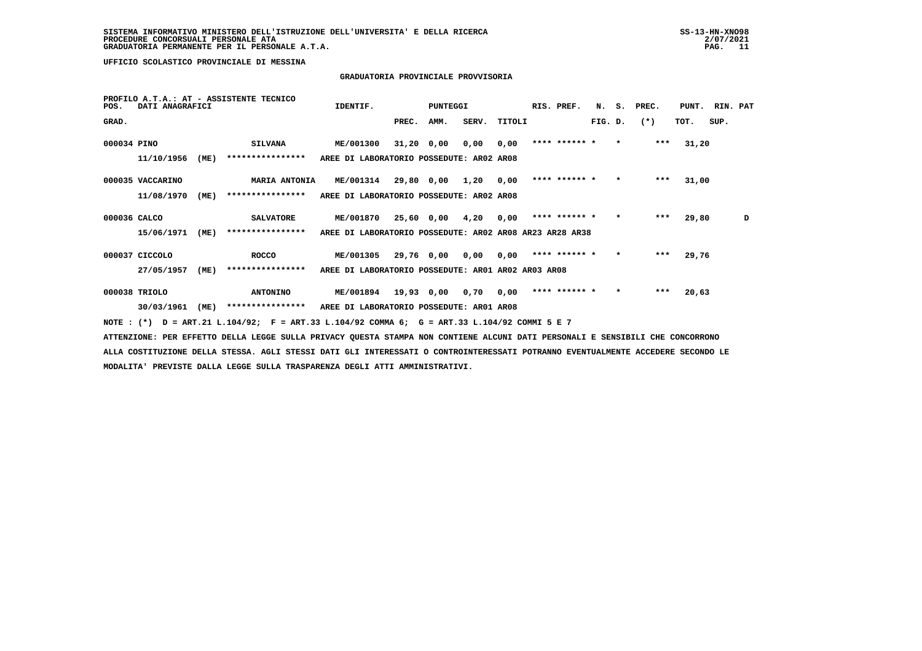SISTEMA INFORMATIVO MINISTERO DELL'ISTRUZIONE DELL'UNIVERSITA' E DELLA RICERCA
PROCEDURE CONCORSUALI PERSONALE ATA
GRADUATORIA PERMANENTE PER IL PERSONALE A.T.A.

UFFICIO SCOLASTICO PROVINCIALE DI MESSINA

## GRADUATORIA PROVINCIALE PROVVISORIA

PROFILO A.T.A.: AT - ASSISTENTE TECNICO

| POS. GRAD. | DATI ANAGRAFICI | | IDENTIF. | PUNTEGGI PREC. | AMM. | SERV. | TITOLI | RIS. PREF. | N. FIG. | S. D. | PREC. (*) | PUNT. TOT. | RIN. SUP. | PAT |
|---|---|---|---|---|---|---|---|---|---|---|---|---|---|---|
| 000034 | PINO | SILVANA | ME/001300 | 31,20 | 0,00 | 0,00 | 0,00 | **** ****** * | | * | *** | 31,20 | | |
| | 11/10/1956 (ME) | **************** | AREE DI LABORATORIO POSSEDUTE: AR02 AR08 | | | | | | | | | | | |
| 000035 | VACCARINO | MARIA ANTONIA | ME/001314 | 29,80 | 0,00 | 1,20 | 0,00 | **** ****** * | | * | *** | 31,00 | | |
| | 11/08/1970 (ME) | **************** | AREE DI LABORATORIO POSSEDUTE: AR02 AR08 | | | | | | | | | | | |
| 000036 | CALCO | SALVATORE | ME/001870 | 25,60 | 0,00 | 4,20 | 0,00 | **** ****** * | | * | *** | 29,80 | | D |
| | 15/06/1971 (ME) | **************** | AREE DI LABORATORIO POSSEDUTE: AR02 AR08 AR23 AR28 AR38 | | | | | | | | | | | |
| 000037 | CICCOLO | ROCCO | ME/001305 | 29,76 | 0,00 | 0,00 | 0,00 | **** ****** * | | * | *** | 29,76 | | |
| | 27/05/1957 (ME) | **************** | AREE DI LABORATORIO POSSEDUTE: AR01 AR02 AR03 AR08 | | | | | | | | | | | |
| 000038 | TRIOLO | ANTONINO | ME/001894 | 19,93 | 0,00 | 0,70 | 0,00 | **** ****** * | | * | *** | 20,63 | | |
| | 30/03/1961 (ME) | **************** | AREE DI LABORATORIO POSSEDUTE: AR01 AR08 | | | | | | | | | | | |

NOTE : (*) D = ART.21 L.104/92; F = ART.33 L.104/92 COMMA 6; G = ART.33 L.104/92 COMMI 5 E 7

ATTENZIONE: PER EFFETTO DELLA LEGGE SULLA PRIVACY QUESTA STAMPA NON CONTIENE ALCUNI DATI PERSONALI E SENSIBILI CHE CONCORRONO ALLA COSTITUZIONE DELLA STESSA. AGLI STESSI DATI GLI INTERESSATI O CONTROINTERESSATI POTRANNO EVENTUALMENTE ACCEDERE SECONDO LE MODALITA' PREVISTE DALLA LEGGE SULLA TRASPARENZA DEGLI ATTI AMMINISTRATIVI.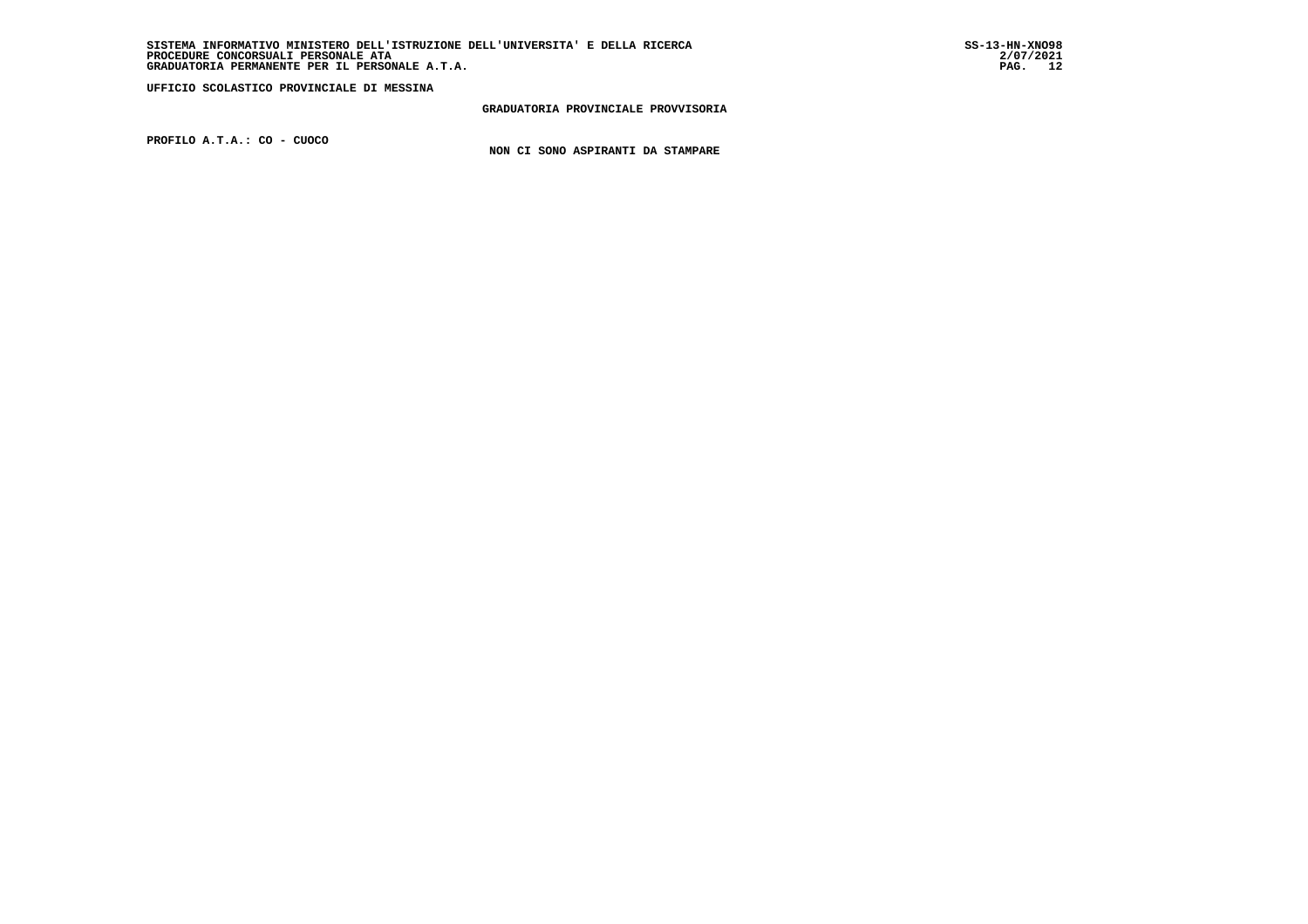SISTEMA INFORMATIVO MINISTERO DELL'ISTRUZIONE DELL'UNIVERSITA' E DELLA RICERCA
PROCEDURE CONCORSUALI PERSONALE ATA
GRADUATORIA PERMANENTE PER IL PERSONALE A.T.A.

SS-13-HN-XNO98
2/07/2021

UFFICIO SCOLASTICO PROVINCIALE DI MESSINA

GRADUATORIA PROVINCIALE PROVVISORIA

PROFILO A.T.A.: CO - CUOCO

NON CI SONO ASPIRANTI DA STAMPARE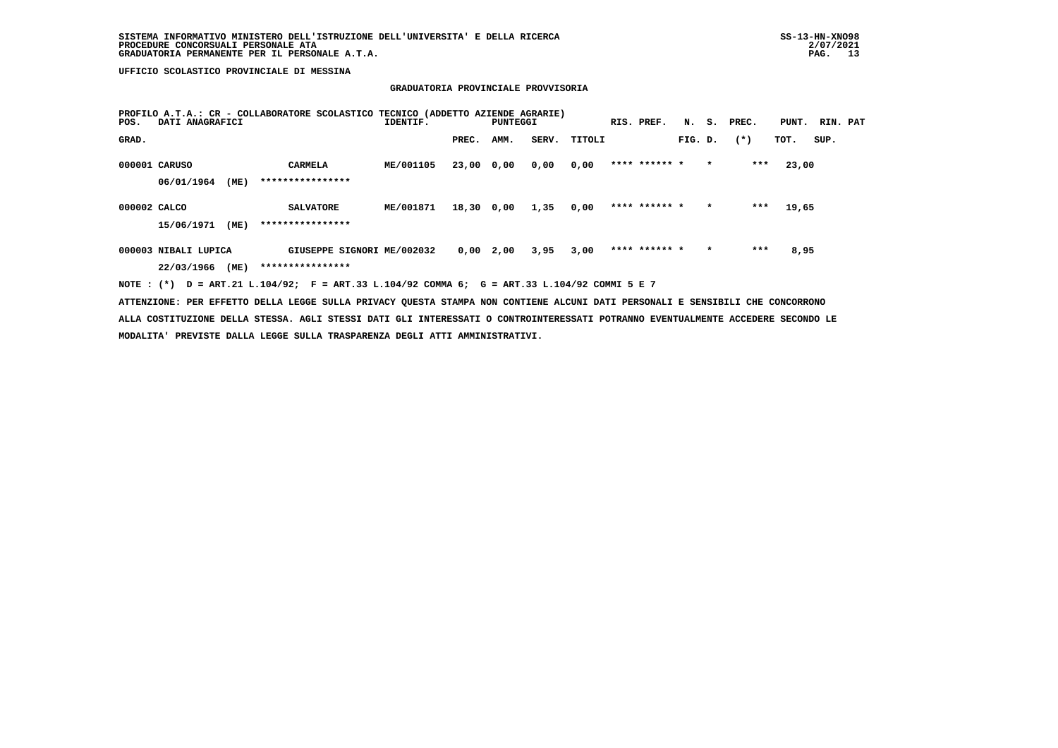UFFICIO SCOLASTICO PROVINCIALE DI MESSINA

## GRADUATORIA PROVINCIALE PROVVISORIA

PROFILO A.T.A.: CR - COLLABORATORE SCOLASTICO TECNICO (ADDETTO AZIENDE AGRARIE)

| POS. GRAD. | DATI ANAGRAFICI | | IDENTIF. | PUNTEGGI PREC. | AMM. | SERV. | TITOLI | RIS. PREF. | N. FIG. | S. D. | PREC. (*) | PUNT. TOT. | RIN. SUP. | PAT |
|---|---|---|---|---|---|---|---|---|---|---|---|---|---|---|
| 000001 | CARUSO 06/01/1964 (ME) | CARMELA **************** | ME/001105 | 23,00 | 0,00 | 0,00 | 0,00 | **** ****** | * | * | *** | 23,00 | | |
| 000002 | CALCO 15/06/1971 (ME) | SALVATORE **************** | ME/001871 | 18,30 | 0,00 | 1,35 | 0,00 | **** ****** | * | * | *** | 19,65 | | |
| 000003 | NIBALI LUPICA 22/03/1966 (ME) | GIUSEPPE SIGNORI **************** | ME/002032 | 0,00 | 2,00 | 3,95 | 3,00 | **** ****** | * | * | *** | 8,95 | | |

NOTE : (*) D = ART.21 L.104/92; F = ART.33 L.104/92 COMMA 6; G = ART.33 L.104/92 COMMI 5 E 7

ATTENZIONE: PER EFFETTO DELLA LEGGE SULLA PRIVACY QUESTA STAMPA NON CONTIENE ALCUNI DATI PERSONALI E SENSIBILI CHE CONCORRONO ALLA COSTITUZIONE DELLA STESSA. AGLI STESSI DATI GLI INTERESSATI O CONTROINTERESSATI POTRANNO EVENTUALMENTE ACCEDERE SECONDO LE MODALITA' PREVISTE DALLA LEGGE SULLA TRASPARENZA DEGLI ATTI AMMINISTRATIVI.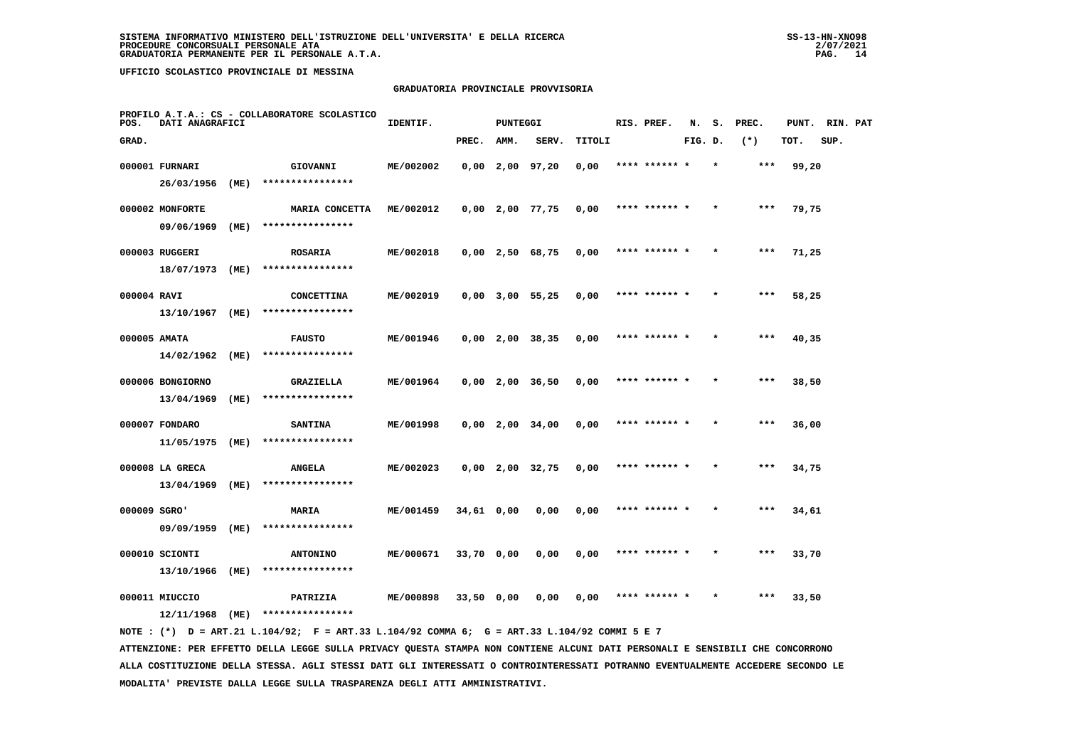SISTEMA INFORMATIVO MINISTERO DELL'ISTRUZIONE DELL'UNIVERSITA' E DELLA RICERCA
PROCEDURE CONCORSUALI PERSONALE ATA
GRADUATORIA PERMANENTE PER IL PERSONALE A.T.A.

UFFICIO SCOLASTICO PROVINCIALE DI MESSINA

GRADUATORIA PROVINCIALE PROVVISORIA

PROFILO A.T.A.: CS - COLLABORATORE SCOLASTICO

| POS. GRAD. | DATI ANAGRAFICI | | IDENTIF. | PUNTEGGI PREC. | AMM. | SERV. | TITOLI | RIS. PREF. | N. FIG. | S. D. | PREC. (*) | PUNT. TOT. | RIN. SUP. | PAT |
|---|---|---|---|---|---|---|---|---|---|---|---|---|---|---|
| 000001 | FURNARI 26/03/1956 (ME) | GIOVANNI **************** | ME/002002 | 0,00 | 2,00 | 97,20 | 0,00 | **** ****** * | | * | *** | 99,20 | | |
| 000002 | MONFORTE 09/06/1969 (ME) | MARIA CONCETTA **************** | ME/002012 | 0,00 | 2,00 | 77,75 | 0,00 | **** ****** * | | * | *** | 79,75 | | |
| 000003 | RUGGERI 18/07/1973 (ME) | ROSARIA **************** | ME/002018 | 0,00 | 2,50 | 68,75 | 0,00 | **** ****** * | | * | *** | 71,25 | | |
| 000004 | RAVI 13/10/1967 (ME) | CONCETTINA **************** | ME/002019 | 0,00 | 3,00 | 55,25 | 0,00 | **** ****** * | | * | *** | 58,25 | | |
| 000005 | AMATA 14/02/1962 (ME) | FAUSTO **************** | ME/001946 | 0,00 | 2,00 | 38,35 | 0,00 | **** ****** * | | * | *** | 40,35 | | |
| 000006 | BONGIORNO 13/04/1969 (ME) | GRAZIELLA **************** | ME/001964 | 0,00 | 2,00 | 36,50 | 0,00 | **** ****** * | | * | *** | 38,50 | | |
| 000007 | FONDARO 11/05/1975 (ME) | SANTINA **************** | ME/001998 | 0,00 | 2,00 | 34,00 | 0,00 | **** ****** * | | * | *** | 36,00 | | |
| 000008 | LA GRECA 13/04/1969 (ME) | ANGELA **************** | ME/002023 | 0,00 | 2,00 | 32,75 | 0,00 | **** ****** * | | * | *** | 34,75 | | |
| 000009 | SGRO' 09/09/1959 (ME) | MARIA **************** | ME/001459 | 34,61 | 0,00 | 0,00 | 0,00 | **** ****** * | | * | *** | 34,61 | | |
| 000010 | SCIONTI 13/10/1966 (ME) | ANTONINO **************** | ME/000671 | 33,70 | 0,00 | 0,00 | 0,00 | **** ****** * | | * | *** | 33,70 | | |
| 000011 | MIUCCIO 12/11/1968 (ME) | PATRIZIA **************** | ME/000898 | 33,50 | 0,00 | 0,00 | 0,00 | **** ****** * | | * | *** | 33,50 | | |

NOTE : (*) D = ART.21 L.104/92; F = ART.33 L.104/92 COMMA 6; G = ART.33 L.104/92 COMMI 5 E 7

ATTENZIONE: PER EFFETTO DELLA LEGGE SULLA PRIVACY QUESTA STAMPA NON CONTIENE ALCUNI DATI PERSONALI E SENSIBILI CHE CONCORRONO ALLA COSTITUZIONE DELLA STESSA. AGLI STESSI DATI GLI INTERESSATI O CONTROINTERESSATI POTRANNO EVENTUALMENTE ACCEDERE SECONDO LE MODALITA' PREVISTE DALLA LEGGE SULLA TRASPARENZA DEGLI ATTI AMMINISTRATIVI.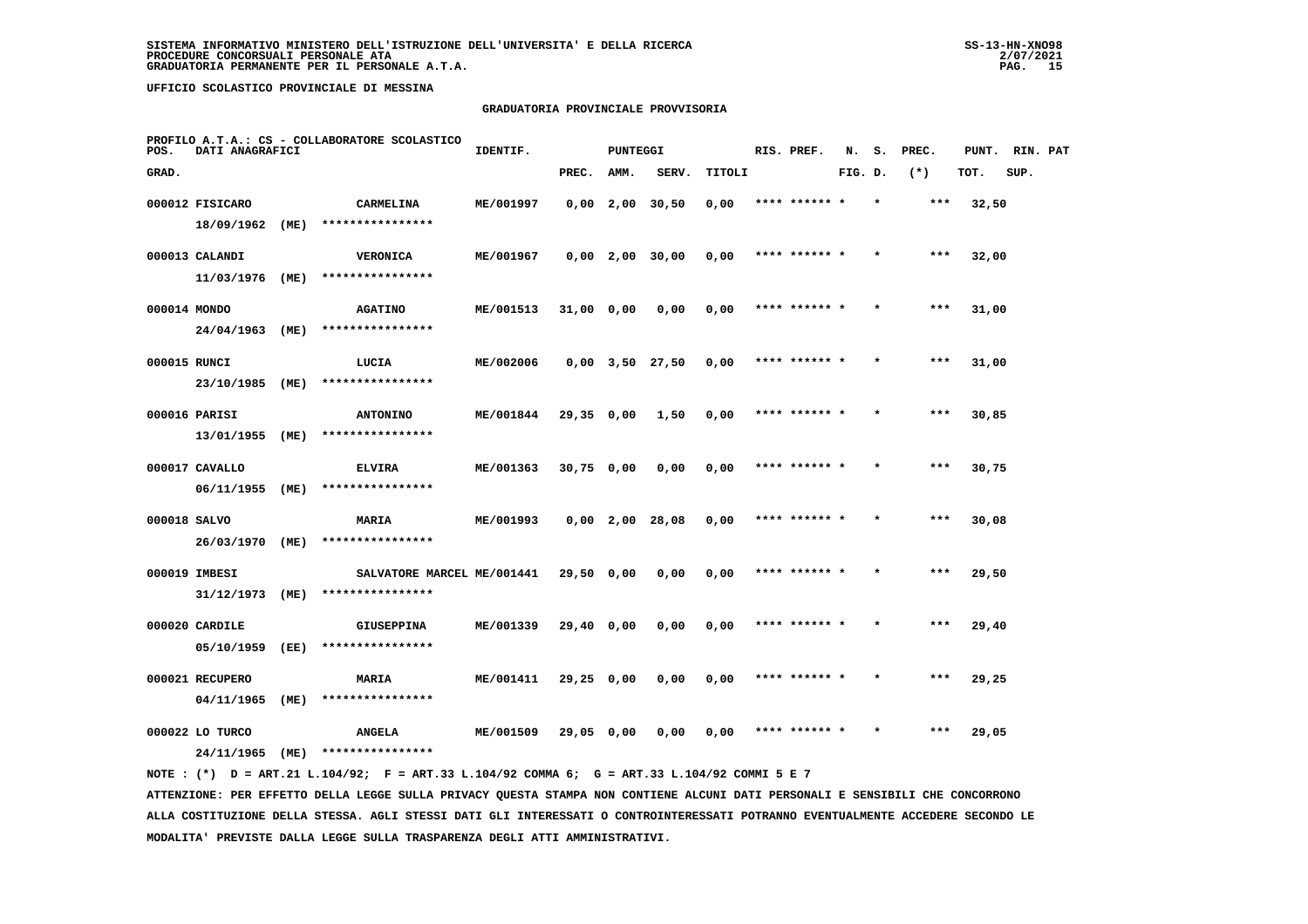**SISTEMA INFORMATIVO MINISTERO DELL'ISTRUZIONE DELL'UNIVERSITA' E DELLA RICERCA**
**PROCEDURE CONCORSUALI PERSONALE ATA**
**GRADUATORIA PERMANENTE PER IL PERSONALE A.T.A.**

**UFFICIO SCOLASTICO PROVINCIALE DI MESSINA**

**GRADUATORIA PROVINCIALE PROVVISORIA**

PROFILO A.T.A.: CS - COLLABORATORE SCOLASTICO

| POS. GRAD. | DATI ANAGRAFICI | | IDENTIF. | PUNTEGGI PREC. | AMM. | SERV. | TITOLI | RIS. PREF. | N. FIG. | S. D. | PREC. (*) | PUNT. TOT. | RIN. SUP. | PAT |
|---|---|---|---|---|---|---|---|---|---|---|---|---|---|---|
| 000012 | FISICARO 18/09/1962 (ME) | CARMELINA **************** | ME/001997 | 0,00 | 2,00 | 30,50 | 0,00 | **** ****** * | | * | *** | 32,50 | | |
| 000013 | CALANDI 11/03/1976 (ME) | VERONICA **************** | ME/001967 | 0,00 | 2,00 | 30,00 | 0,00 | **** ****** * | | * | *** | 32,00 | | |
| 000014 | MONDO 24/04/1963 (ME) | AGATINO **************** | ME/001513 | 31,00 | 0,00 | 0,00 | 0,00 | **** ****** * | | * | *** | 31,00 | | |
| 000015 | RUNCI 23/10/1985 (ME) | LUCIA **************** | ME/002006 | 0,00 | 3,50 | 27,50 | 0,00 | **** ****** * | | * | *** | 31,00 | | |
| 000016 | PARISI 13/01/1955 (ME) | ANTONINO **************** | ME/001844 | 29,35 | 0,00 | 1,50 | 0,00 | **** ****** * | | * | *** | 30,85 | | |
| 000017 | CAVALLO 06/11/1955 (ME) | ELVIRA **************** | ME/001363 | 30,75 | 0,00 | 0,00 | 0,00 | **** ****** * | | * | *** | 30,75 | | |
| 000018 | SALVO 26/03/1970 (ME) | MARIA **************** | ME/001993 | 0,00 | 2,00 | 28,08 | 0,00 | **** ****** * | | * | *** | 30,08 | | |
| 000019 | IMBESI 31/12/1973 (ME) | SALVATORE MARCEL **************** | ME/001441 | 29,50 | 0,00 | 0,00 | 0,00 | **** ****** * | | * | *** | 29,50 | | |
| 000020 | CARDILE 05/10/1959 (EE) | GIUSEPPINA **************** | ME/001339 | 29,40 | 0,00 | 0,00 | 0,00 | **** ****** * | | * | *** | 29,40 | | |
| 000021 | RECUPERO 04/11/1965 (ME) | MARIA **************** | ME/001411 | 29,25 | 0,00 | 0,00 | 0,00 | **** ****** * | | * | *** | 29,25 | | |
| 000022 | LO TURCO 24/11/1965 (ME) | ANGELA **************** | ME/001509 | 29,05 | 0,00 | 0,00 | 0,00 | **** ****** * | | * | *** | 29,05 | | |

NOTE : (*) D = ART.21 L.104/92; F = ART.33 L.104/92 COMMA 6; G = ART.33 L.104/92 COMMI 5 E 7

ATTENZIONE: PER EFFETTO DELLA LEGGE SULLA PRIVACY QUESTA STAMPA NON CONTIENE ALCUNI DATI PERSONALI E SENSIBILI CHE CONCORRONO ALLA COSTITUZIONE DELLA STESSA. AGLI STESSI DATI GLI INTERESSATI O CONTROINTERESSATI POTRANNO EVENTUALMENTE ACCEDERE SECONDO LE MODALITA' PREVISTE DALLA LEGGE SULLA TRASPARENZA DEGLI ATTI AMMINISTRATIVI.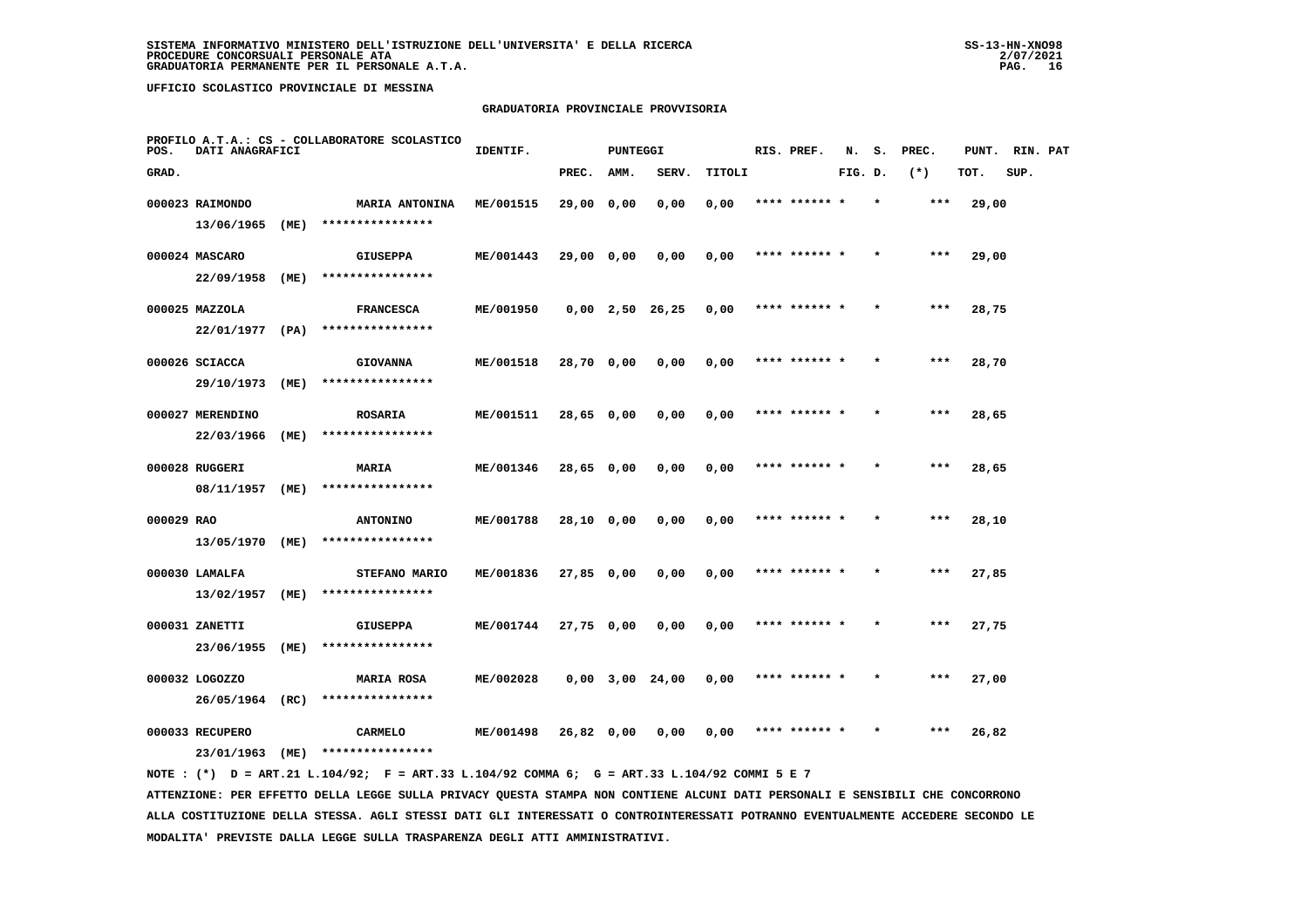**UFFICIO SCOLASTICO PROVINCIALE DI MESSINA**

**GRADUATORIA PROVINCIALE PROVVISORIA**

PROFILO A.T.A.: CS - COLLABORATORE SCOLASTICO

| POS. GRAD. | DATI ANAGRAFICI | | IDENTIF. | PUNTEGGI PREC. | AMM. | SERV. | TITOLI | RIS. PREF. | N. FIG. | S. D. | PREC. (*) | PUNT. TOT. | RIN. SUP. | PAT |
|---|---|---|---|---|---|---|---|---|---|---|---|---|---|---|
| 000023 | RAIMONDO 13/06/1965 (ME) | MARIA ANTONINA **************** | ME/001515 | 29,00 | 0,00 | 0,00 | 0,00 | **** ****** | * | * | *** | 29,00 | | |
| 000024 | MASCARO 22/09/1958 (ME) | GIUSEPPA **************** | ME/001443 | 29,00 | 0,00 | 0,00 | 0,00 | **** ****** | * | * | *** | 29,00 | | |
| 000025 | MAZZOLA 22/01/1977 (PA) | FRANCESCA **************** | ME/001950 | 0,00 | 2,50 | 26,25 | 0,00 | **** ****** | * | * | *** | 28,75 | | |
| 000026 | SCIACCA 29/10/1973 (ME) | GIOVANNA **************** | ME/001518 | 28,70 | 0,00 | 0,00 | 0,00 | **** ****** | * | * | *** | 28,70 | | |
| 000027 | MERENDINO 22/03/1966 (ME) | ROSARIA **************** | ME/001511 | 28,65 | 0,00 | 0,00 | 0,00 | **** ****** | * | * | *** | 28,65 | | |
| 000028 | RUGGERI 08/11/1957 (ME) | MARIA **************** | ME/001346 | 28,65 | 0,00 | 0,00 | 0,00 | **** ****** | * | * | *** | 28,65 | | |
| 000029 | RAO 13/05/1970 (ME) | ANTONINO **************** | ME/001788 | 28,10 | 0,00 | 0,00 | 0,00 | **** ****** | * | * | *** | 28,10 | | |
| 000030 | LAMALFA 13/02/1957 (ME) | STEFANO MARIO **************** | ME/001836 | 27,85 | 0,00 | 0,00 | 0,00 | **** ****** | * | * | *** | 27,85 | | |
| 000031 | ZANETTI 23/06/1955 (ME) | GIUSEPPA **************** | ME/001744 | 27,75 | 0,00 | 0,00 | 0,00 | **** ****** | * | * | *** | 27,75 | | |
| 000032 | LOGOZZO 26/05/1964 (RC) | MARIA ROSA **************** | ME/002028 | 0,00 | 3,00 | 24,00 | 0,00 | **** ****** | * | * | *** | 27,00 | | |
| 000033 | RECUPERO 23/01/1963 (ME) | CARMELO **************** | ME/001498 | 26,82 | 0,00 | 0,00 | 0,00 | **** ****** | * | * | *** | 26,82 | | |

NOTE : (*) D = ART.21 L.104/92; F = ART.33 L.104/92 COMMA 6; G = ART.33 L.104/92 COMMI 5 E 7

ATTENZIONE: PER EFFETTO DELLA LEGGE SULLA PRIVACY QUESTA STAMPA NON CONTIENE ALCUNI DATI PERSONALI E SENSIBILI CHE CONCORRONO ALLA COSTITUZIONE DELLA STESSA. AGLI STESSI DATI GLI INTERESSATI O CONTROINTERESSATI POTRANNO EVENTUALMENTE ACCEDERE SECONDO LE MODALITA' PREVISTE DALLA LEGGE SULLA TRASPARENZA DEGLI ATTI AMMINISTRATIVI.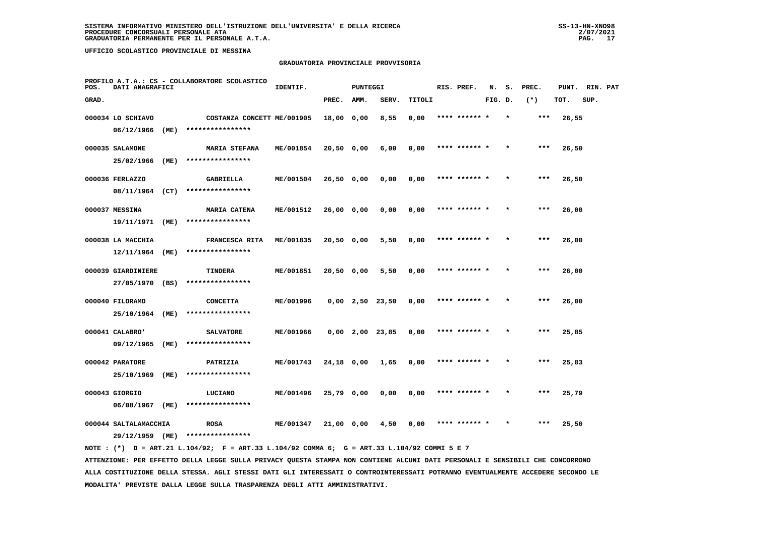**SISTEMA INFORMATIVO MINISTERO DELL'ISTRUZIONE DELL'UNIVERSITA' E DELLA RICERCA**
**PROCEDURE CONCORSUALI PERSONALE ATA**
**GRADUATORIA PERMANENTE PER IL PERSONALE A.T.A.**

**UFFICIO SCOLASTICO PROVINCIALE DI MESSINA**

**GRADUATORIA PROVINCIALE PROVVISORIA**

**PROFILO A.T.A.: CS - COLLABORATORE SCOLASTICO**

| POS. GRAD. | DATI ANAGRAFICI | | IDENTIF. | PUNTEGGI PREC. | AMM. | SERV. | TITOLI | RIS. PREF. | N. FIG. | S. D. | PREC. (*) | PUNT. TOT. | RIN. SUP. | PAT |
|---|---|---|---|---|---|---|---|---|---|---|---|---|---|---|
| 000034 | LO SCHIAVO 06/12/1966 (ME) | COSTANZA CONCETT **************** | ME/001905 | 18,00 | 0,00 | 8,55 | 0,00 | **** ****** * | | * | *** | 26,55 | | |
| 000035 | SALAMONE 25/02/1966 (ME) | MARIA STEFANA **************** | ME/001854 | 20,50 | 0,00 | 6,00 | 0,00 | **** ****** * | | * | *** | 26,50 | | |
| 000036 | FERLAZZO 08/11/1964 (CT) | GABRIELLA **************** | ME/001504 | 26,50 | 0,00 | 0,00 | 0,00 | **** ****** * | | * | *** | 26,50 | | |
| 000037 | MESSINA 19/11/1971 (ME) | MARIA CATENA **************** | ME/001512 | 26,00 | 0,00 | 0,00 | 0,00 | **** ****** * | | * | *** | 26,00 | | |
| 000038 | LA MACCHIA 12/11/1964 (ME) | FRANCESCA RITA **************** | ME/001835 | 20,50 | 0,00 | 5,50 | 0,00 | **** ****** * | | * | *** | 26,00 | | |
| 000039 | GIARDINIERE 27/05/1970 (BS) | TINDERA **************** | ME/001851 | 20,50 | 0,00 | 5,50 | 0,00 | **** ****** * | | * | *** | 26,00 | | |
| 000040 | FILORAMO 25/10/1964 (ME) | CONCETTA **************** | ME/001996 | 0,00 | 2,50 | 23,50 | 0,00 | **** ****** * | | * | *** | 26,00 | | |
| 000041 | CALABRO' 09/12/1965 (ME) | SALVATORE **************** | ME/001966 | 0,00 | 2,00 | 23,85 | 0,00 | **** ****** * | | * | *** | 25,85 | | |
| 000042 | PARATORE 25/10/1969 (ME) | PATRIZIA **************** | ME/001743 | 24,18 | 0,00 | 1,65 | 0,00 | **** ****** * | | * | *** | 25,83 | | |
| 000043 | GIORGIO 06/08/1967 (ME) | LUCIANO **************** | ME/001496 | 25,79 | 0,00 | 0,00 | 0,00 | **** ****** * | | * | *** | 25,79 | | |
| 000044 | SALTALAMACCHIA 29/12/1959 (ME) | ROSA **************** | ME/001347 | 21,00 | 0,00 | 4,50 | 0,00 | **** ****** * | | * | *** | 25,50 | | |

NOTE : (*) D = ART.21 L.104/92; F = ART.33 L.104/92 COMMA 6; G = ART.33 L.104/92 COMMI 5 E 7

ATTENZIONE: PER EFFETTO DELLA LEGGE SULLA PRIVACY QUESTA STAMPA NON CONTIENE ALCUNI DATI PERSONALI E SENSIBILI CHE CONCORRONO ALLA COSTITUZIONE DELLA STESSA. AGLI STESSI DATI GLI INTERESSATI O CONTROINTERESSATI POTRANNO EVENTUALMENTE ACCEDERE SECONDO LE MODALITA' PREVISTE DALLA LEGGE SULLA TRASPARENZA DEGLI ATTI AMMINISTRATIVI.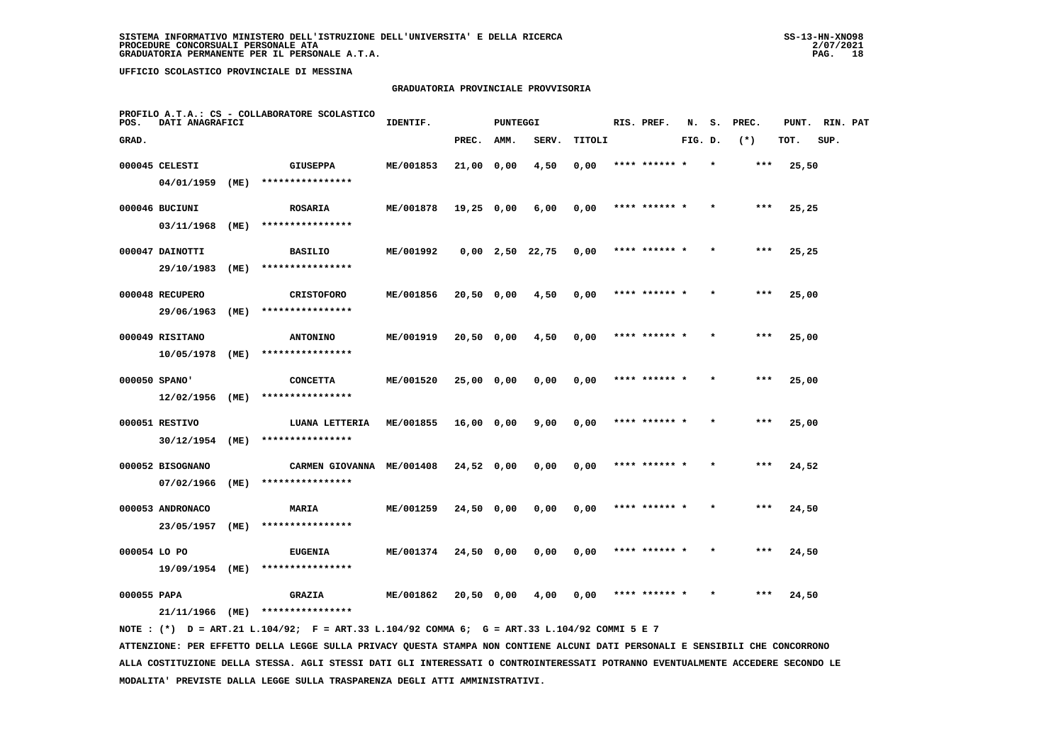SISTEMA INFORMATIVO MINISTERO DELL'ISTRUZIONE DELL'UNIVERSITA' E DELLA RICERCA
PROCEDURE CONCORSUALI PERSONALE ATA
GRADUATORIA PERMANENTE PER IL PERSONALE A.T.A.

SS-13-HN-XNO98
2/07/2021

UFFICIO SCOLASTICO PROVINCIALE DI MESSINA

GRADUATORIA PROVINCIALE PROVVISORIA

PROFILO A.T.A.: CS - COLLABORATORE SCOLASTICO

| POS. GRAD. | DATI ANAGRAFICI | | | IDENTIF. | PUNTEGGI PREC. | AMM. | SERV. | TITOLI | RIS. PREF. | N. FIG. | S. D. | PREC. (*) | PUNT. TOT. | RIN. PAT SUP. |
|---|---|---|---|---|---|---|---|---|---|---|---|---|---|---|
| 000045 | CELESTI | | GIUSEPPA | ME/001853 | 21,00 | 0,00 | 4,50 | 0,00 | **** ****** * | | * | *** | 25,50 | |
| | 04/01/1959 | (ME) | **************** | | | | | | | | | | | |
| 000046 | BUCIUNI | | ROSARIA | ME/001878 | 19,25 | 0,00 | 6,00 | 0,00 | **** ****** * | | * | *** | 25,25 | |
| | 03/11/1968 | (ME) | **************** | | | | | | | | | | | |
| 000047 | DAINOTTI | | BASILIO | ME/001992 | 0,00 | 2,50 | 22,75 | 0,00 | **** ****** * | | * | *** | 25,25 | |
| | 29/10/1983 | (ME) | **************** | | | | | | | | | | | |
| 000048 | RECUPERO | | CRISTOFORO | ME/001856 | 20,50 | 0,00 | 4,50 | 0,00 | **** ****** * | | * | *** | 25,00 | |
| | 29/06/1963 | (ME) | **************** | | | | | | | | | | | |
| 000049 | RISITANO | | ANTONINO | ME/001919 | 20,50 | 0,00 | 4,50 | 0,00 | **** ****** * | | * | *** | 25,00 | |
| | 10/05/1978 | (ME) | **************** | | | | | | | | | | | |
| 000050 | SPANO' | | CONCETTA | ME/001520 | 25,00 | 0,00 | 0,00 | 0,00 | **** ****** * | | * | *** | 25,00 | |
| | 12/02/1956 | (ME) | **************** | | | | | | | | | | | |
| 000051 | RESTIVO | | LUANA LETTERIA | ME/001855 | 16,00 | 0,00 | 9,00 | 0,00 | **** ****** * | | * | *** | 25,00 | |
| | 30/12/1954 | (ME) | **************** | | | | | | | | | | | |
| 000052 | BISOGNANO | | CARMEN GIOVANNA | ME/001408 | 24,52 | 0,00 | 0,00 | 0,00 | **** ****** * | | * | *** | 24,52 | |
| | 07/02/1966 | (ME) | **************** | | | | | | | | | | | |
| 000053 | ANDRONACO | | MARIA | ME/001259 | 24,50 | 0,00 | 0,00 | 0,00 | **** ****** * | | * | *** | 24,50 | |
| | 23/05/1957 | (ME) | **************** | | | | | | | | | | | |
| 000054 | LO PO | | EUGENIA | ME/001374 | 24,50 | 0,00 | 0,00 | 0,00 | **** ****** * | | * | *** | 24,50 | |
| | 19/09/1954 | (ME) | **************** | | | | | | | | | | | |
| 000055 | PAPA | | GRAZIA | ME/001862 | 20,50 | 0,00 | 4,00 | 0,00 | **** ****** * | | * | *** | 24,50 | |
| | 21/11/1966 | (ME) | **************** | | | | | | | | | | | |

NOTE : (*) D = ART.21 L.104/92; F = ART.33 L.104/92 COMMA 6; G = ART.33 L.104/92 COMMI 5 E 7

ATTENZIONE: PER EFFETTO DELLA LEGGE SULLA PRIVACY QUESTA STAMPA NON CONTIENE ALCUNI DATI PERSONALI E SENSIBILI CHE CONCORRONO ALLA COSTITUZIONE DELLA STESSA. AGLI STESSI DATI GLI INTERESSATI O CONTROINTERESSATI POTRANNO EVENTUALMENTE ACCEDERE SECONDO LE MODALITA' PREVISTE DALLA LEGGE SULLA TRASPARENZA DEGLI ATTI AMMINISTRATIVI.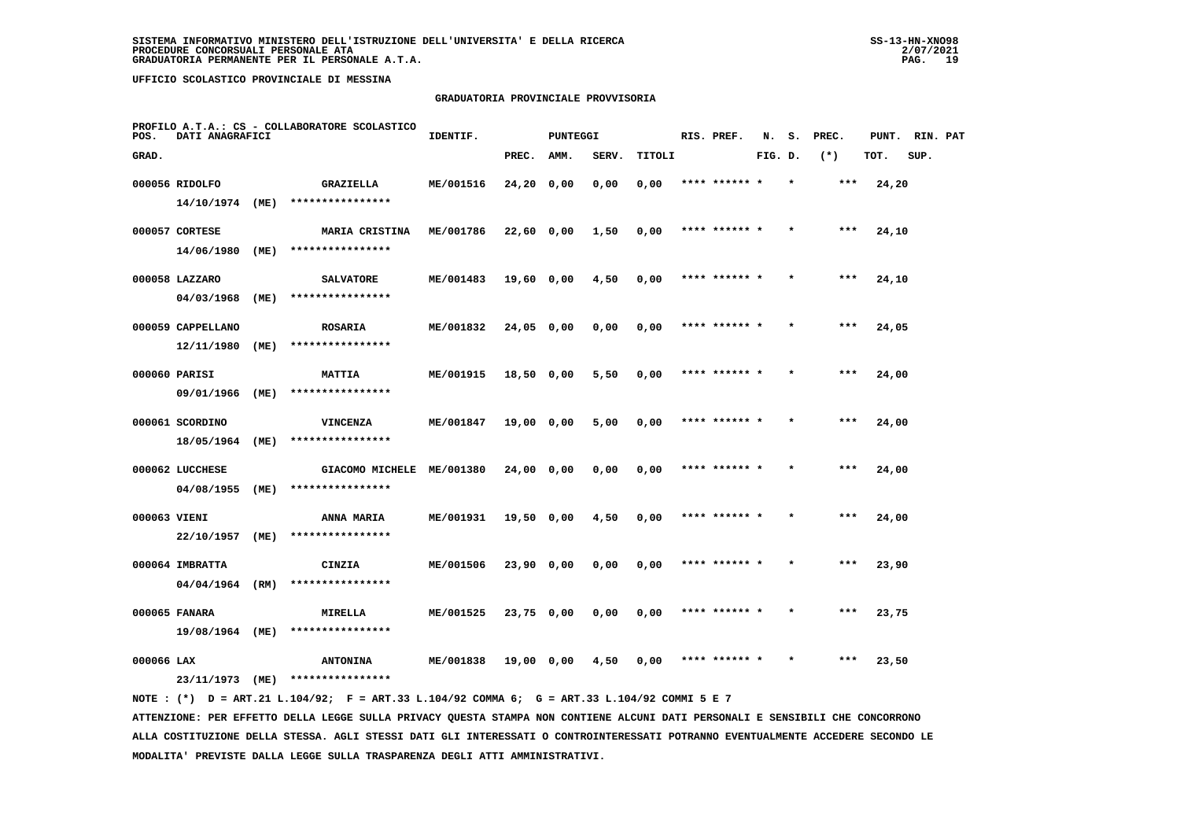**SISTEMA INFORMATIVO MINISTERO DELL'ISTRUZIONE DELL'UNIVERSITA' E DELLA RICERCA**
**PROCEDURE CONCORSUALI PERSONALE ATA**
**GRADUATORIA PERMANENTE PER IL PERSONALE A.T.A.**

**UFFICIO SCOLASTICO PROVINCIALE DI MESSINA**

## GRADUATORIA PROVINCIALE PROVVISORIA

PROFILO A.T.A.: CS - COLLABORATORE SCOLASTICO

| POS. GRAD. | DATI ANAGRAFICI | | IDENTIF. | PUNTEGGI PREC. | AMM. | SERV. | TITOLI | RIS. PREF. | N. FIG. | S. D. | PREC. (*) | PUNT. TOT. | RIN. SUP. | PAT |
|---|---|---|---|---|---|---|---|---|---|---|---|---|---|---|
| 000056 | RIDOLFO 14/10/1974 (ME) | GRAZIELLA **************** | ME/001516 | 24,20 | 0,00 | 0,00 | 0,00 | **** ****** * | | * | *** | 24,20 | | |
| 000057 | CORTESE 14/06/1980 (ME) | MARIA CRISTINA **************** | ME/001786 | 22,60 | 0,00 | 1,50 | 0,00 | **** ****** * | | * | *** | 24,10 | | |
| 000058 | LAZZARO 04/03/1968 (ME) | SALVATORE **************** | ME/001483 | 19,60 | 0,00 | 4,50 | 0,00 | **** ****** * | | * | *** | 24,10 | | |
| 000059 | CAPPELLANO 12/11/1980 (ME) | ROSARIA **************** | ME/001832 | 24,05 | 0,00 | 0,00 | 0,00 | **** ****** * | | * | *** | 24,05 | | |
| 000060 | PARISI 09/01/1966 (ME) | MATTIA **************** | ME/001915 | 18,50 | 0,00 | 5,50 | 0,00 | **** ****** * | | * | *** | 24,00 | | |
| 000061 | SCORDINO 18/05/1964 (ME) | VINCENZA **************** | ME/001847 | 19,00 | 0,00 | 5,00 | 0,00 | **** ****** * | | * | *** | 24,00 | | |
| 000062 | LUCCHESE 04/08/1955 (ME) | GIACOMO MICHELE **************** | ME/001380 | 24,00 | 0,00 | 0,00 | 0,00 | **** ****** * | | * | *** | 24,00 | | |
| 000063 | VIENI 22/10/1957 (ME) | ANNA MARIA **************** | ME/001931 | 19,50 | 0,00 | 4,50 | 0,00 | **** ****** * | | * | *** | 24,00 | | |
| 000064 | IMBRATTA 04/04/1964 (RM) | CINZIA **************** | ME/001506 | 23,90 | 0,00 | 0,00 | 0,00 | **** ****** * | | * | *** | 23,90 | | |
| 000065 | FANARA 19/08/1964 (ME) | MIRELLA **************** | ME/001525 | 23,75 | 0,00 | 0,00 | 0,00 | **** ****** * | | * | *** | 23,75 | | |
| 000066 | LAX 23/11/1973 (ME) | ANTONINA **************** | ME/001838 | 19,00 | 0,00 | 4,50 | 0,00 | **** ****** * | | * | *** | 23,50 | | |

NOTE : (*) D = ART.21 L.104/92; F = ART.33 L.104/92 COMMA 6; G = ART.33 L.104/92 COMMI 5 E 7

ATTENZIONE: PER EFFETTO DELLA LEGGE SULLA PRIVACY QUESTA STAMPA NON CONTIENE ALCUNI DATI PERSONALI E SENSIBILI CHE CONCORRONO ALLA COSTITUZIONE DELLA STESSA. AGLI STESSI DATI GLI INTERESSATI O CONTROINTERESSATI POTRANNO EVENTUALMENTE ACCEDERE SECONDO LE MODALITA' PREVISTE DALLA LEGGE SULLA TRASPARENZA DEGLI ATTI AMMINISTRATIVI.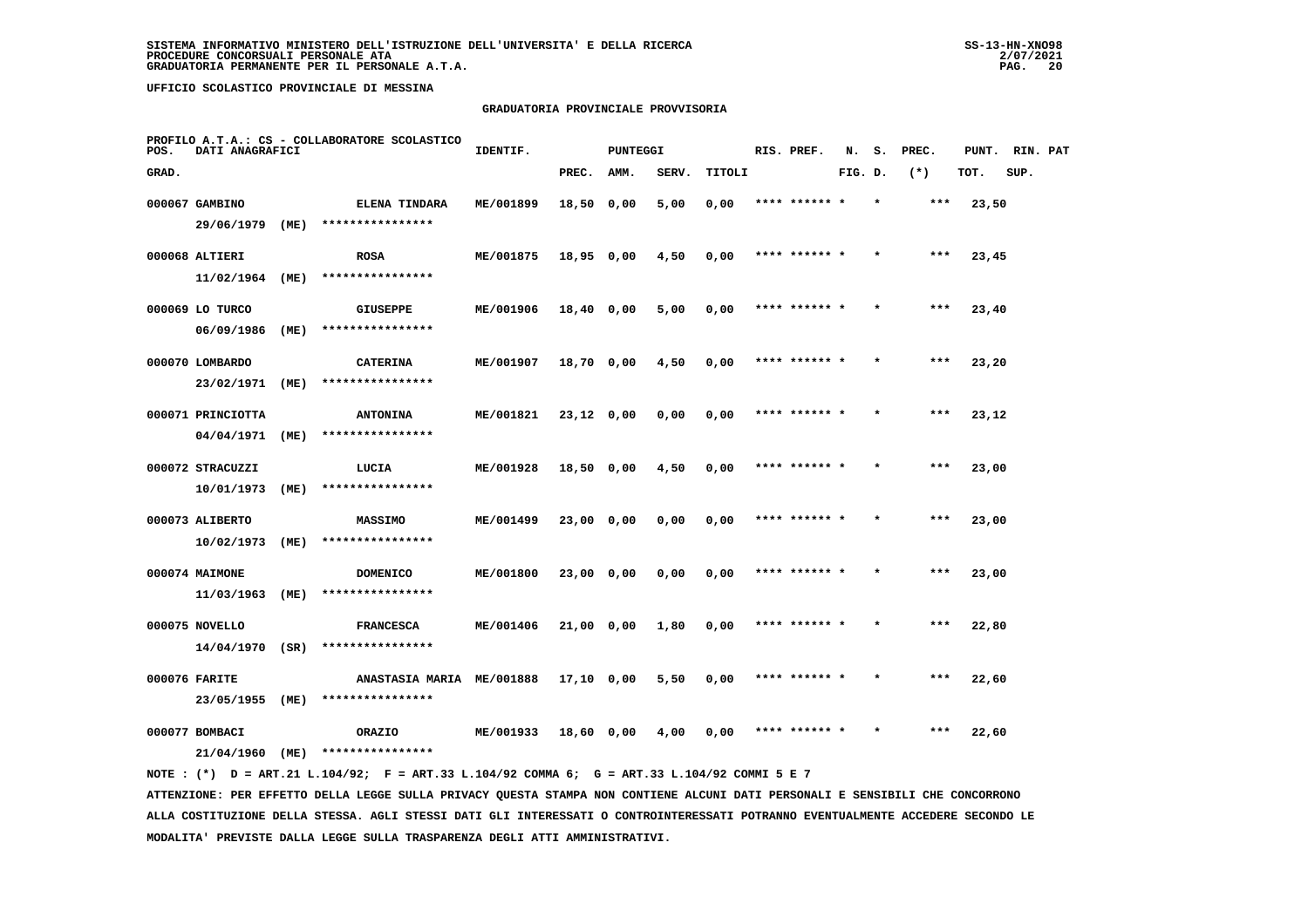SISTEMA INFORMATIVO MINISTERO DELL'ISTRUZIONE DELL'UNIVERSITA' E DELLA RICERCA
PROCEDURE CONCORSUALI PERSONALE ATA
GRADUATORIA PERMANENTE PER IL PERSONALE A.T.A.

UFFICIO SCOLASTICO PROVINCIALE DI MESSINA

GRADUATORIA PROVINCIALE PROVVISORIA

PROFILO A.T.A.: CS - COLLABORATORE SCOLASTICO

| POS. GRAD. | DATI ANAGRAFICI | | IDENTIF. | PUNTEGGI PREC. | AMM. | SERV. | TITOLI | RIS. PREF. | N. S. FIG. D. | PREC. (*) | PUNT. TOT. | RIN. PAT SUP. |
|---|---|---|---|---|---|---|---|---|---|---|---|---|
| 000067 | GAMBINO 29/06/1979 (ME) | ELENA TINDARA **************** | ME/001899 | 18,50 | 0,00 | 5,00 | 0,00 | **** ****** * | * | *** | 23,50 | |
| 000068 | ALTIERI 11/02/1964 (ME) | ROSA **************** | ME/001875 | 18,95 | 0,00 | 4,50 | 0,00 | **** ****** * | * | *** | 23,45 | |
| 000069 | LO TURCO 06/09/1986 (ME) | GIUSEPPE **************** | ME/001906 | 18,40 | 0,00 | 5,00 | 0,00 | **** ****** * | * | *** | 23,40 | |
| 000070 | LOMBARDO 23/02/1971 (ME) | CATERINA **************** | ME/001907 | 18,70 | 0,00 | 4,50 | 0,00 | **** ****** * | * | *** | 23,20 | |
| 000071 | PRINCIOTTA 04/04/1971 (ME) | ANTONINA **************** | ME/001821 | 23,12 | 0,00 | 0,00 | 0,00 | **** ****** * | * | *** | 23,12 | |
| 000072 | STRACUZZI 10/01/1973 (ME) | LUCIA **************** | ME/001928 | 18,50 | 0,00 | 4,50 | 0,00 | **** ****** * | * | *** | 23,00 | |
| 000073 | ALIBERTO 10/02/1973 (ME) | MASSIMO **************** | ME/001499 | 23,00 | 0,00 | 0,00 | 0,00 | **** ****** * | * | *** | 23,00 | |
| 000074 | MAIMONE 11/03/1963 (ME) | DOMENICO **************** | ME/001800 | 23,00 | 0,00 | 0,00 | 0,00 | **** ****** * | * | *** | 23,00 | |
| 000075 | NOVELLO 14/04/1970 (SR) | FRANCESCA **************** | ME/001406 | 21,00 | 0,00 | 1,80 | 0,00 | **** ****** * | * | *** | 22,80 | |
| 000076 | FARITE 23/05/1955 (ME) | ANASTASIA MARIA **************** | ME/001888 | 17,10 | 0,00 | 5,50 | 0,00 | **** ****** * | * | *** | 22,60 | |
| 000077 | BOMBACI 21/04/1960 (ME) | ORAZIO **************** | ME/001933 | 18,60 | 0,00 | 4,00 | 0,00 | **** ****** * | * | *** | 22,60 | |

NOTE : (*) D = ART.21 L.104/92; F = ART.33 L.104/92 COMMA 6; G = ART.33 L.104/92 COMMI 5 E 7

ATTENZIONE: PER EFFETTO DELLA LEGGE SULLA PRIVACY QUESTA STAMPA NON CONTIENE ALCUNI DATI PERSONALI E SENSIBILI CHE CONCORRONO ALLA COSTITUZIONE DELLA STESSA. AGLI STESSI DATI GLI INTERESSATI O CONTROINTERESSATI POTRANNO EVENTUALMENTE ACCEDERE SECONDO LE MODALITA' PREVISTE DALLA LEGGE SULLA TRASPARENZA DEGLI ATTI AMMINISTRATIVI.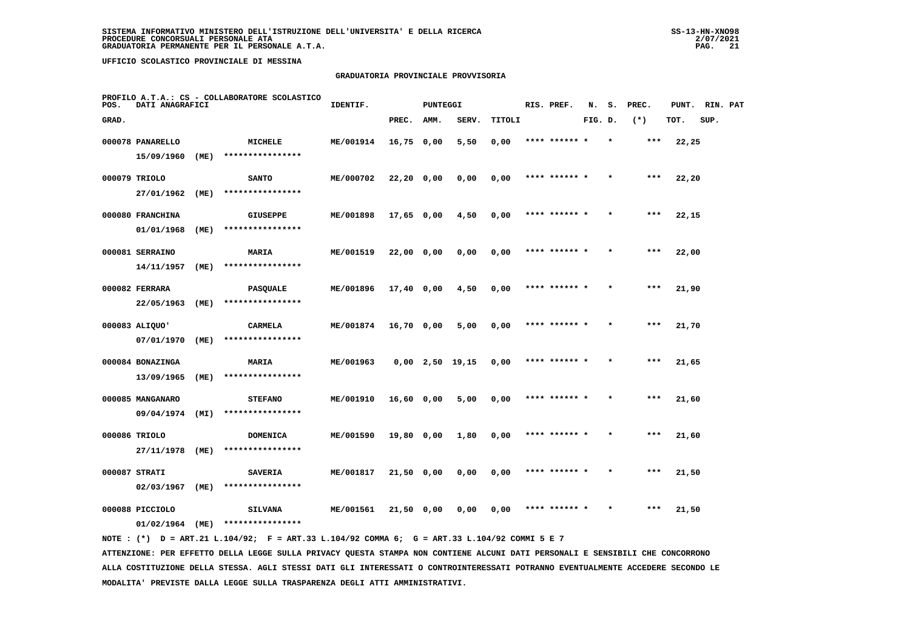SISTEMA INFORMATIVO MINISTERO DELL'ISTRUZIONE DELL'UNIVERSITA' E DELLA RICERCA
PROCEDURE CONCORSUALI PERSONALE ATA
GRADUATORIA PERMANENTE PER IL PERSONALE A.T.A.

UFFICIO SCOLASTICO PROVINCIALE DI MESSINA

GRADUATORIA PROVINCIALE PROVVISORIA

PROFILO A.T.A.: CS - COLLABORATORE SCOLASTICO

| POS. GRAD. | DATI ANAGRAFICI | | IDENTIF. | PUNTEGGI PREC. | AMM. | SERV. | TITOLI | RIS. PREF. | N. FIG. | S. D. | PREC. (*) | PUNT. TOT. | RIN. SUP. | PAT |
|---|---|---|---|---|---|---|---|---|---|---|---|---|---|---|
| 000078 | PANARELLO 15/09/1960 (ME) | MICHELE **************** | ME/001914 | 16,75 | 0,00 | 5,50 | 0,00 | **** ****** * | | * | *** | 22,25 | | |
| 000079 | TRIOLO 27/01/1962 (ME) | SANTO **************** | ME/000702 | 22,20 | 0,00 | 0,00 | 0,00 | **** ****** * | | * | *** | 22,20 | | |
| 000080 | FRANCHINA 01/01/1968 (ME) | GIUSEPPE **************** | ME/001898 | 17,65 | 0,00 | 4,50 | 0,00 | **** ****** * | | * | *** | 22,15 | | |
| 000081 | SERRAINO 14/11/1957 (ME) | MARIA **************** | ME/001519 | 22,00 | 0,00 | 0,00 | 0,00 | **** ****** * | | * | *** | 22,00 | | |
| 000082 | FERRARA 22/05/1963 (ME) | PASQUALE **************** | ME/001896 | 17,40 | 0,00 | 4,50 | 0,00 | **** ****** * | | * | *** | 21,90 | | |
| 000083 | ALIQUO' 07/01/1970 (ME) | CARMELA **************** | ME/001874 | 16,70 | 0,00 | 5,00 | 0,00 | **** ****** * | | * | *** | 21,70 | | |
| 000084 | BONAZINGA 13/09/1965 (ME) | MARIA **************** | ME/001963 | 0,00 | 2,50 | 19,15 | 0,00 | **** ****** * | | * | *** | 21,65 | | |
| 000085 | MANGANARO 09/04/1974 (MI) | STEFANO **************** | ME/001910 | 16,60 | 0,00 | 5,00 | 0,00 | **** ****** * | | * | *** | 21,60 | | |
| 000086 | TRIOLO 27/11/1978 (ME) | DOMENICA **************** | ME/001590 | 19,80 | 0,00 | 1,80 | 0,00 | **** ****** * | | * | *** | 21,60 | | |
| 000087 | STRATI 02/03/1967 (ME) | SAVERIA **************** | ME/001817 | 21,50 | 0,00 | 0,00 | 0,00 | **** ****** * | | * | *** | 21,50 | | |
| 000088 | PICCIOLO 01/02/1964 (ME) | SILVANA **************** | ME/001561 | 21,50 | 0,00 | 0,00 | 0,00 | **** ****** * | | * | *** | 21,50 | | |

NOTE : (*) D = ART.21 L.104/92; F = ART.33 L.104/92 COMMA 6; G = ART.33 L.104/92 COMMI 5 E 7

ATTENZIONE: PER EFFETTO DELLA LEGGE SULLA PRIVACY QUESTA STAMPA NON CONTIENE ALCUNI DATI PERSONALI E SENSIBILI CHE CONCORRONO ALLA COSTITUZIONE DELLA STESSA. AGLI STESSI DATI GLI INTERESSATI O CONTROINTERESSATI POTRANNO EVENTUALMENTE ACCEDERE SECONDO LE MODALITA' PREVISTE DALLA LEGGE SULLA TRASPARENZA DEGLI ATTI AMMINISTRATIVI.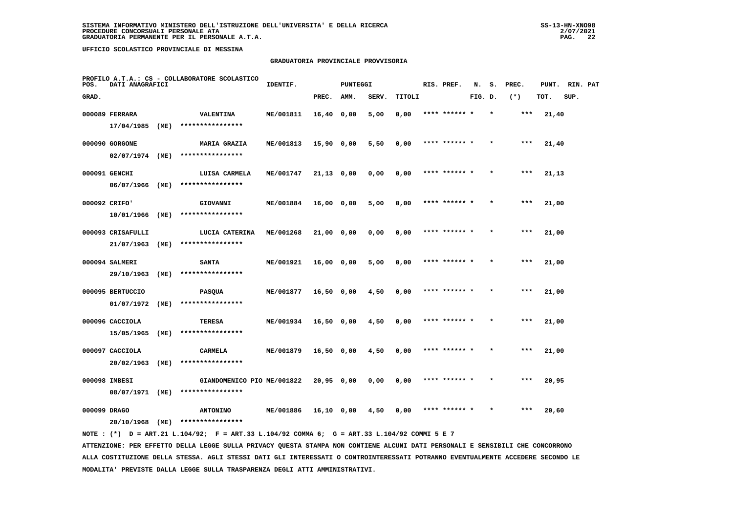SISTEMA INFORMATIVO MINISTERO DELL'ISTRUZIONE DELL'UNIVERSITA' E DELLA RICERCA
PROCEDURE CONCORSUALI PERSONALE ATA
GRADUATORIA PERMANENTE PER IL PERSONALE A.T.A.

UFFICIO SCOLASTICO PROVINCIALE DI MESSINA

## GRADUATORIA PROVINCIALE PROVVISORIA

PROFILO A.T.A.: CS - COLLABORATORE SCOLASTICO

| POS. GRAD. | DATI ANAGRAFICI | | IDENTIF. | PUNTEGGI PREC. | AMM. | SERV. | TITOLI | RIS. PREF. | N. FIG. | S. D. | PREC. (*) | PUNT. TOT. | RIN. SUP. | PAT |
|---|---|---|---|---|---|---|---|---|---|---|---|---|---|---|
| 000089 | FERRARA 17/04/1985 (ME) | VALENTINA **************** | ME/001811 | 16,40 | 0,00 | 5,00 | 0,00 | **** ****** * | | * | *** | 21,40 | | |
| 000090 | GORGONE 02/07/1974 (ME) | MARIA GRAZIA **************** | ME/001813 | 15,90 | 0,00 | 5,50 | 0,00 | **** ****** * | | * | *** | 21,40 | | |
| 000091 | GENCHI 06/07/1966 (ME) | LUISA CARMELA **************** | ME/001747 | 21,13 | 0,00 | 0,00 | 0,00 | **** ****** * | | * | *** | 21,13 | | |
| 000092 | CRIFO' 10/01/1966 (ME) | GIOVANNI **************** | ME/001884 | 16,00 | 0,00 | 5,00 | 0,00 | **** ****** * | | * | *** | 21,00 | | |
| 000093 | CRISAFULLI 21/07/1963 (ME) | LUCIA CATERINA **************** | ME/001268 | 21,00 | 0,00 | 0,00 | 0,00 | **** ****** * | | * | *** | 21,00 | | |
| 000094 | SALMERI 29/10/1963 (ME) | SANTA **************** | ME/001921 | 16,00 | 0,00 | 5,00 | 0,00 | **** ****** * | | * | *** | 21,00 | | |
| 000095 | BERTUCCIO 01/07/1972 (ME) | PASQUA **************** | ME/001877 | 16,50 | 0,00 | 4,50 | 0,00 | **** ****** * | | * | *** | 21,00 | | |
| 000096 | CACCIOLA 15/05/1965 (ME) | TERESA **************** | ME/001934 | 16,50 | 0,00 | 4,50 | 0,00 | **** ****** * | | * | *** | 21,00 | | |
| 000097 | CACCIOLA 20/02/1963 (ME) | CARMELA **************** | ME/001879 | 16,50 | 0,00 | 4,50 | 0,00 | **** ****** * | | * | *** | 21,00 | | |
| 000098 | IMBESI 08/07/1971 (ME) | GIANDOMENICO PIO **************** | ME/001822 | 20,95 | 0,00 | 0,00 | 0,00 | **** ****** * | | * | *** | 20,95 | | |
| 000099 | DRAGO 20/10/1968 (ME) | ANTONINO **************** | ME/001886 | 16,10 | 0,00 | 4,50 | 0,00 | **** ****** * | | * | *** | 20,60 | | |

NOTE : (*) D = ART.21 L.104/92; F = ART.33 L.104/92 COMMA 6; G = ART.33 L.104/92 COMMI 5 E 7

ATTENZIONE: PER EFFETTO DELLA LEGGE SULLA PRIVACY QUESTA STAMPA NON CONTIENE ALCUNI DATI PERSONALI E SENSIBILI CHE CONCORRONO ALLA COSTITUZIONE DELLA STESSA. AGLI STESSI DATI GLI INTERESSATI O CONTROINTERESSATI POTRANNO EVENTUALMENTE ACCEDERE SECONDO LE MODALITA' PREVISTE DALLA LEGGE SULLA TRASPARENZA DEGLI ATTI AMMINISTRATIVI.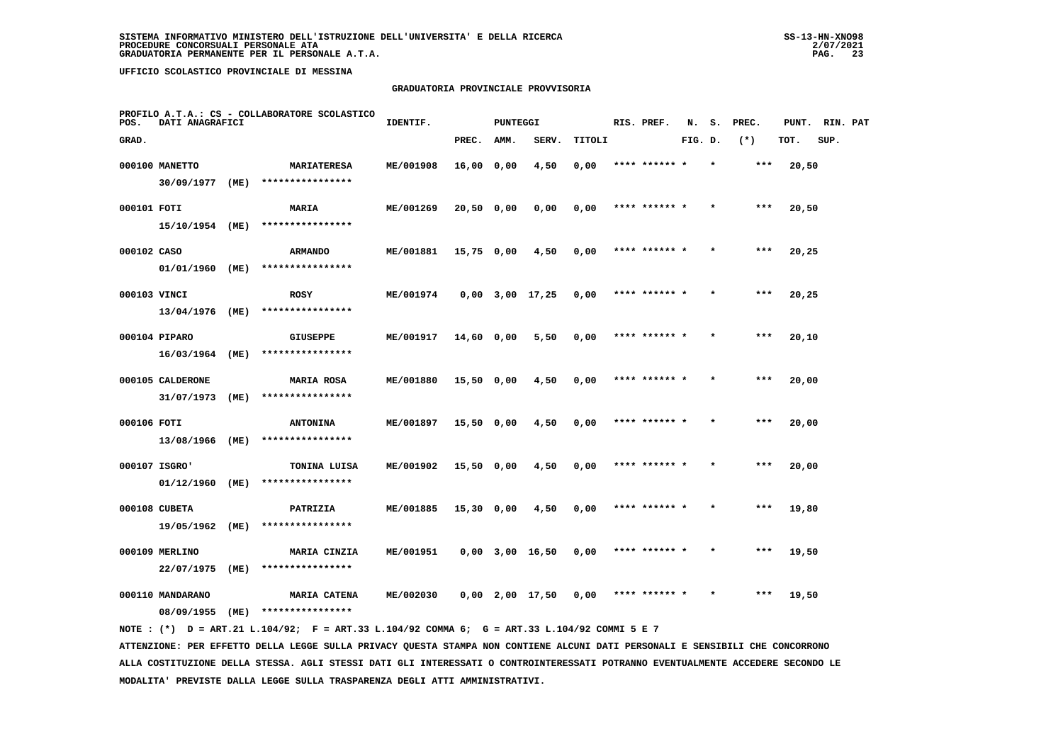SISTEMA INFORMATIVO MINISTERO DELL'ISTRUZIONE DELL'UNIVERSITA' E DELLA RICERCA
PROCEDURE CONCORSUALI PERSONALE ATA
GRADUATORIA PERMANENTE PER IL PERSONALE A.T.A.

UFFICIO SCOLASTICO PROVINCIALE DI MESSINA

GRADUATORIA PROVINCIALE PROVVISORIA

PROFILO A.T.A.: CS - COLLABORATORE SCOLASTICO

| POS. GRAD. | DATI ANAGRAFICI | | IDENTIF. | PUNTEGGI PREC. | AMM. | SERV. | TITOLI | RIS. PREF. | N. FIG. | S. D. | PREC. (*) | PUNT. TOT. | RIN. SUP. | PAT |
|---|---|---|---|---|---|---|---|---|---|---|---|---|---|---|
| 000100 | MANETTO 30/09/1977 (ME) | MARIATERESA **************** | ME/001908 | 16,00 | 0,00 | 4,50 | 0,00 | **** ****** * | | * | *** | 20,50 | | |
| 000101 | FOTI 15/10/1954 (ME) | MARIA **************** | ME/001269 | 20,50 | 0,00 | 0,00 | 0,00 | **** ****** * | | * | *** | 20,50 | | |
| 000102 | CASO 01/01/1960 (ME) | ARMANDO **************** | ME/001881 | 15,75 | 0,00 | 4,50 | 0,00 | **** ****** * | | * | *** | 20,25 | | |
| 000103 | VINCI 13/04/1976 (ME) | ROSY **************** | ME/001974 | 0,00 | 3,00 | 17,25 | 0,00 | **** ****** * | | * | *** | 20,25 | | |
| 000104 | PIPARO 16/03/1964 (ME) | GIUSEPPE **************** | ME/001917 | 14,60 | 0,00 | 5,50 | 0,00 | **** ****** * | | * | *** | 20,10 | | |
| 000105 | CALDERONE 31/07/1973 (ME) | MARIA ROSA **************** | ME/001880 | 15,50 | 0,00 | 4,50 | 0,00 | **** ****** * | | * | *** | 20,00 | | |
| 000106 | FOTI 13/08/1966 (ME) | ANTONINA **************** | ME/001897 | 15,50 | 0,00 | 4,50 | 0,00 | **** ****** * | | * | *** | 20,00 | | |
| 000107 | ISGRO' 01/12/1960 (ME) | TONINA LUISA **************** | ME/001902 | 15,50 | 0,00 | 4,50 | 0,00 | **** ****** * | | * | *** | 20,00 | | |
| 000108 | CUBETA 19/05/1962 (ME) | PATRIZIA **************** | ME/001885 | 15,30 | 0,00 | 4,50 | 0,00 | **** ****** * | | * | *** | 19,80 | | |
| 000109 | MERLINO 22/07/1975 (ME) | MARIA CINZIA **************** | ME/001951 | 0,00 | 3,00 | 16,50 | 0,00 | **** ****** * | | * | *** | 19,50 | | |
| 000110 | MANDARANO 08/09/1955 (ME) | MARIA CATENA **************** | ME/002030 | 0,00 | 2,00 | 17,50 | 0,00 | **** ****** * | | * | *** | 19,50 | | |

NOTE : (*) D = ART.21 L.104/92; F = ART.33 L.104/92 COMMA 6; G = ART.33 L.104/92 COMMI 5 E 7

ATTENZIONE: PER EFFETTO DELLA LEGGE SULLA PRIVACY QUESTA STAMPA NON CONTIENE ALCUNI DATI PERSONALI E SENSIBILI CHE CONCORRONO ALLA COSTITUZIONE DELLA STESSA. AGLI STESSI DATI GLI INTERESSATI O CONTROINTERESSATI POTRANNO EVENTUALMENTE ACCEDERE SECONDO LE MODALITA' PREVISTE DALLA LEGGE SULLA TRASPARENZA DEGLI ATTI AMMINISTRATIVI.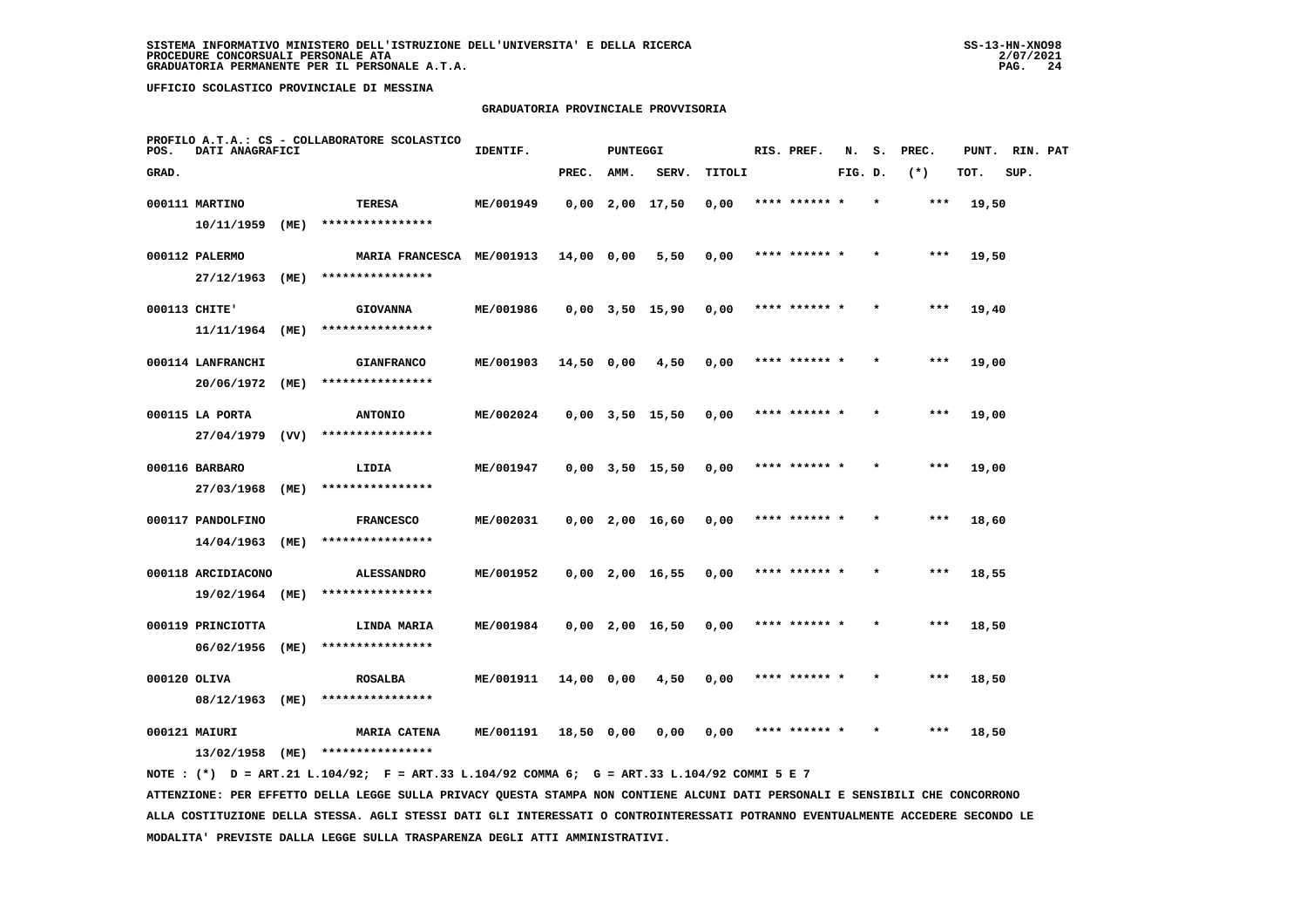**SISTEMA INFORMATIVO MINISTERO DELL'ISTRUZIONE DELL'UNIVERSITA' E DELLA RICERCA**
**PROCEDURE CONCORSUALI PERSONALE ATA**
**GRADUATORIA PERMANENTE PER IL PERSONALE A.T.A.**

**UFFICIO SCOLASTICO PROVINCIALE DI MESSINA**

**GRADUATORIA PROVINCIALE PROVVISORIA**

PROFILO A.T.A.: CS - COLLABORATORE SCOLASTICO

| POS. GRAD. | DATI ANAGRAFICI | | IDENTIF. | PUNTEGGI PREC. | AMM. | SERV. | TITOLI | RIS. PREF. | N. FIG. | S. D. | PREC. (*) | PUNT. TOT. | RIN. SUP. | PAT |
|---|---|---|---|---|---|---|---|---|---|---|---|---|---|---|
| 000111 | MARTINO 10/11/1959 (ME) | TERESA **************** | ME/001949 | 0,00 | 2,00 | 17,50 | 0,00 | **** ****** * | | * | *** | 19,50 | | |
| 000112 | PALERMO 27/12/1963 (ME) | MARIA FRANCESCA **************** | ME/001913 | 14,00 | 0,00 | 5,50 | 0,00 | **** ****** * | | * | *** | 19,50 | | |
| 000113 | CHITE' 11/11/1964 (ME) | GIOVANNA **************** | ME/001986 | 0,00 | 3,50 | 15,90 | 0,00 | **** ****** * | | * | *** | 19,40 | | |
| 000114 | LANFRANCHI 20/06/1972 (ME) | GIANFRANCO **************** | ME/001903 | 14,50 | 0,00 | 4,50 | 0,00 | **** ****** * | | * | *** | 19,00 | | |
| 000115 | LA PORTA 27/04/1979 (VV) | ANTONIO **************** | ME/002024 | 0,00 | 3,50 | 15,50 | 0,00 | **** ****** * | | * | *** | 19,00 | | |
| 000116 | BARBARO 27/03/1968 (ME) | LIDIA **************** | ME/001947 | 0,00 | 3,50 | 15,50 | 0,00 | **** ****** * | | * | *** | 19,00 | | |
| 000117 | PANDOLFINO 14/04/1963 (ME) | FRANCESCO **************** | ME/002031 | 0,00 | 2,00 | 16,60 | 0,00 | **** ****** * | | * | *** | 18,60 | | |
| 000118 | ARCIDIACONO 19/02/1964 (ME) | ALESSANDRO **************** | ME/001952 | 0,00 | 2,00 | 16,55 | 0,00 | **** ****** * | | * | *** | 18,55 | | |
| 000119 | PRINCIOTTA 06/02/1956 (ME) | LINDA MARIA **************** | ME/001984 | 0,00 | 2,00 | 16,50 | 0,00 | **** ****** * | | * | *** | 18,50 | | |
| 000120 | OLIVA 08/12/1963 (ME) | ROSALBA **************** | ME/001911 | 14,00 | 0,00 | 4,50 | 0,00 | **** ****** * | | * | *** | 18,50 | | |
| 000121 | MAIURI 13/02/1958 (ME) | MARIA CATENA **************** | ME/001191 | 18,50 | 0,00 | 0,00 | 0,00 | **** ****** * | | * | *** | 18,50 | | |

NOTE : (*) D = ART.21 L.104/92; F = ART.33 L.104/92 COMMA 6; G = ART.33 L.104/92 COMMI 5 E 7

ATTENZIONE: PER EFFETTO DELLA LEGGE SULLA PRIVACY QUESTA STAMPA NON CONTIENE ALCUNI DATI PERSONALI E SENSIBILI CHE CONCORRONO ALLA COSTITUZIONE DELLA STESSA. AGLI STESSI DATI GLI INTERESSATI O CONTROINTERESSATI POTRANNO EVENTUALMENTE ACCEDERE SECONDO LE MODALITA' PREVISTE DALLA LEGGE SULLA TRASPARENZA DEGLI ATTI AMMINISTRATIVI.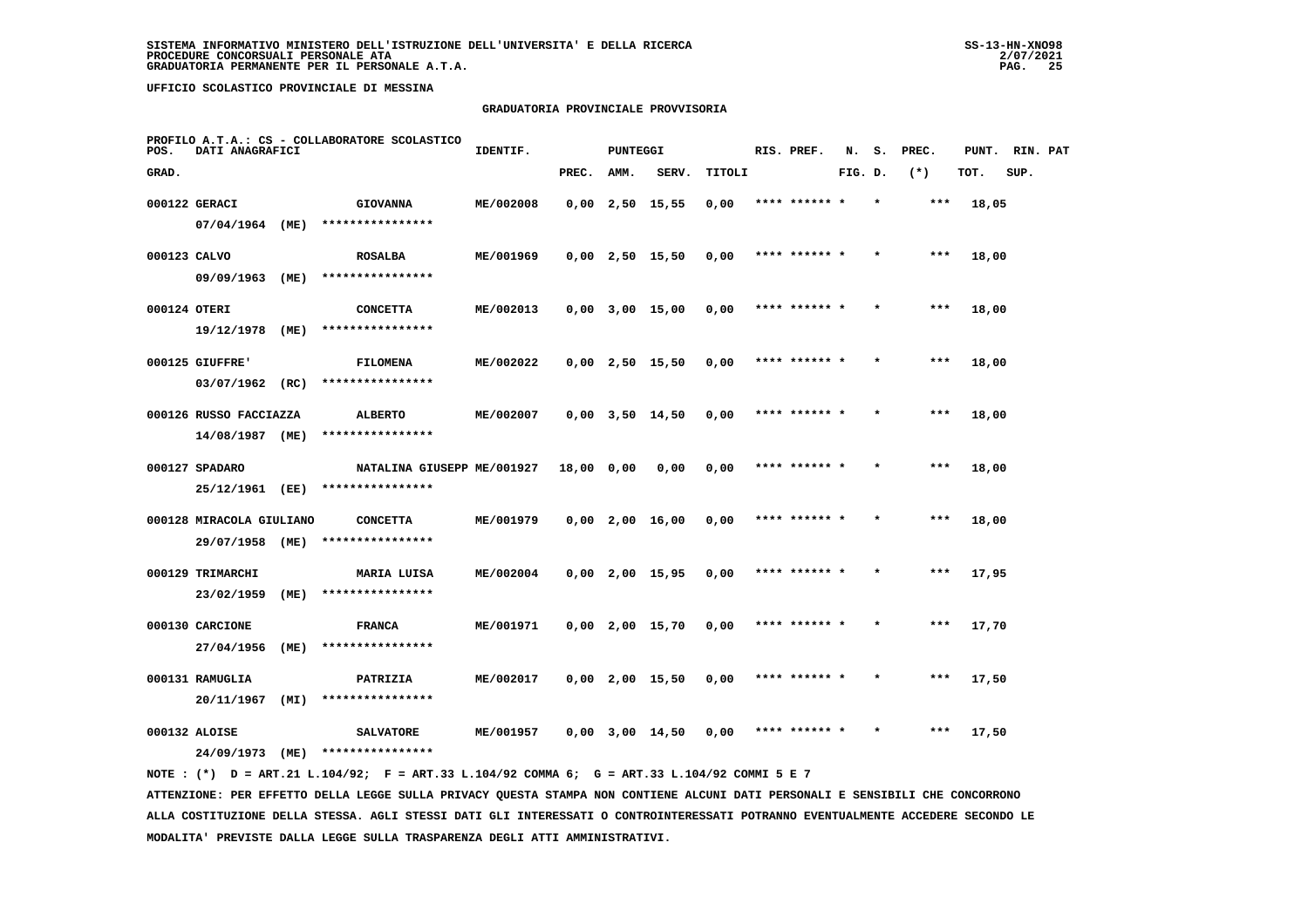SISTEMA INFORMATIVO MINISTERO DELL'ISTRUZIONE DELL'UNIVERSITA' E DELLA RICERCA
PROCEDURE CONCORSUALI PERSONALE ATA
GRADUATORIA PERMANENTE PER IL PERSONALE A.T.A.

UFFICIO SCOLASTICO PROVINCIALE DI MESSINA

GRADUATORIA PROVINCIALE PROVVISORIA

PROFILO A.T.A.: CS - COLLABORATORE SCOLASTICO

| POS. GRAD. | DATI ANAGRAFICI | | IDENTIF. | PUNTEGGI PREC. | AMM. | SERV. | TITOLI | RIS. PREF. | N. FIG. | S. D. | PREC. (*) | PUNT. TOT. | RIN. SUP. | PAT |
|---|---|---|---|---|---|---|---|---|---|---|---|---|---|---|
| 000122 | GERACI 07/04/1964 (ME) | GIOVANNA **************** | ME/002008 | 0,00 | 2,50 | 15,55 | 0,00 | **** ****** * | | * | *** | 18,05 | | |
| 000123 | CALVO 09/09/1963 (ME) | ROSALBA **************** | ME/001969 | 0,00 | 2,50 | 15,50 | 0,00 | **** ****** * | | * | *** | 18,00 | | |
| 000124 | OTERI 19/12/1978 (ME) | CONCETTA **************** | ME/002013 | 0,00 | 3,00 | 15,00 | 0,00 | **** ****** * | | * | *** | 18,00 | | |
| 000125 | GIUFFRE' 03/07/1962 (RC) | FILOMENA **************** | ME/002022 | 0,00 | 2,50 | 15,50 | 0,00 | **** ****** * | | * | *** | 18,00 | | |
| 000126 | RUSSO FACCIAZZA 14/08/1987 (ME) | ALBERTO **************** | ME/002007 | 0,00 | 3,50 | 14,50 | 0,00 | **** ****** * | | * | *** | 18,00 | | |
| 000127 | SPADARO 25/12/1961 (EE) | NATALINA GIUSEPP **************** | ME/001927 | 18,00 | 0,00 | 0,00 | 0,00 | **** ****** * | | * | *** | 18,00 | | |
| 000128 | MIRACOLA GIULIANO 29/07/1958 (ME) | CONCETTA **************** | ME/001979 | 0,00 | 2,00 | 16,00 | 0,00 | **** ****** * | | * | *** | 18,00 | | |
| 000129 | TRIMARCHI 23/02/1959 (ME) | MARIA LUISA **************** | ME/002004 | 0,00 | 2,00 | 15,95 | 0,00 | **** ****** * | | * | *** | 17,95 | | |
| 000130 | CARCIONE 27/04/1956 (ME) | FRANCA **************** | ME/001971 | 0,00 | 2,00 | 15,70 | 0,00 | **** ****** * | | * | *** | 17,70 | | |
| 000131 | RAMUGLIA 20/11/1967 (MI) | PATRIZIA **************** | ME/002017 | 0,00 | 2,00 | 15,50 | 0,00 | **** ****** * | | * | *** | 17,50 | | |
| 000132 | ALOISE 24/09/1973 (ME) | SALVATORE **************** | ME/001957 | 0,00 | 3,00 | 14,50 | 0,00 | **** ****** * | | * | *** | 17,50 | | |

NOTE : (*) D = ART.21 L.104/92; F = ART.33 L.104/92 COMMA 6; G = ART.33 L.104/92 COMMI 5 E 7

ATTENZIONE: PER EFFETTO DELLA LEGGE SULLA PRIVACY QUESTA STAMPA NON CONTIENE ALCUNI DATI PERSONALI E SENSIBILI CHE CONCORRONO ALLA COSTITUZIONE DELLA STESSA. AGLI STESSI DATI GLI INTERESSATI O CONTROINTERESSATI POTRANNO EVENTUALMENTE ACCEDERE SECONDO LE MODALITA' PREVISTE DALLA LEGGE SULLA TRASPARENZA DEGLI ATTI AMMINISTRATIVI.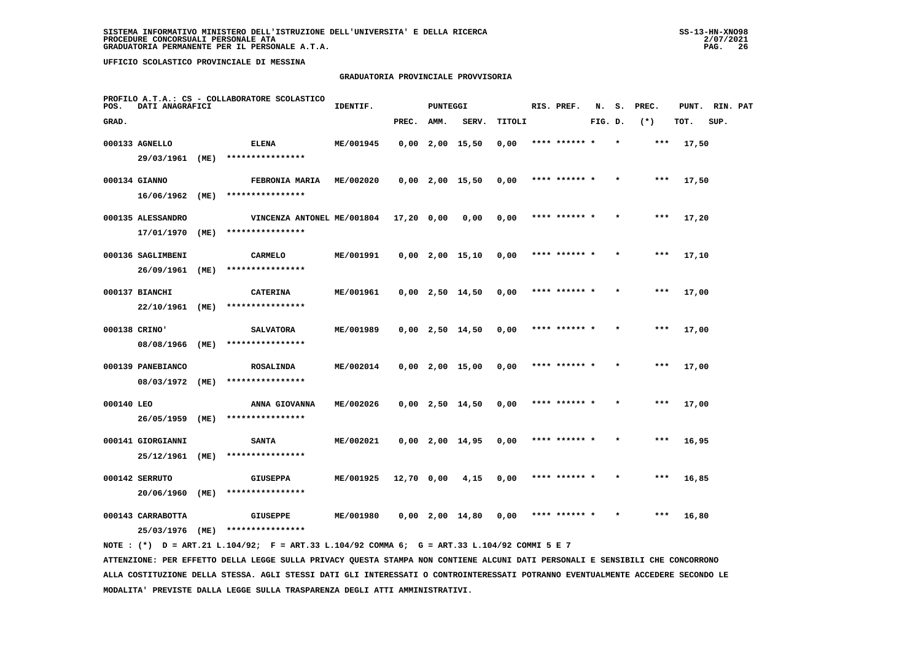SISTEMA INFORMATIVO MINISTERO DELL'ISTRUZIONE DELL'UNIVERSITA' E DELLA RICERCA
PROCEDURE CONCORSUALI PERSONALE ATA
GRADUATORIA PERMANENTE PER IL PERSONALE A.T.A.

UFFICIO SCOLASTICO PROVINCIALE DI MESSINA

GRADUATORIA PROVINCIALE PROVVISORIA

PROFILO A.T.A.: CS - COLLABORATORE SCOLASTICO

| POS. GRAD. | DATI ANAGRAFICI | | IDENTIF. | PUNTEGGI PREC. | AMM. | SERV. | TITOLI | RIS. PREF. | N. FIG. | S. D. | PREC. (*) | PUNT. TOT. | RIN. SUP. | PAT |
|---|---|---|---|---|---|---|---|---|---|---|---|---|---|---|
| 000133 | AGNELLO 29/03/1961 (ME) | ELENA **************** | ME/001945 | 0,00 | 2,00 | 15,50 | 0,00 | **** ****** * | | * | *** | 17,50 | | |
| 000134 | GIANNO 16/06/1962 (ME) | FEBRONIA MARIA **************** | ME/002020 | 0,00 | 2,00 | 15,50 | 0,00 | **** ****** * | | * | *** | 17,50 | | |
| 000135 | ALESSANDRO 17/01/1970 (ME) | VINCENZA ANTONEL **************** | ME/001804 | 17,20 | 0,00 | 0,00 | 0,00 | **** ****** * | | * | *** | 17,20 | | |
| 000136 | SAGLIMBENI 26/09/1961 (ME) | CARMELO **************** | ME/001991 | 0,00 | 2,00 | 15,10 | 0,00 | **** ****** * | | * | *** | 17,10 | | |
| 000137 | BIANCHI 22/10/1961 (ME) | CATERINA **************** | ME/001961 | 0,00 | 2,50 | 14,50 | 0,00 | **** ****** * | | * | *** | 17,00 | | |
| 000138 | CRINO' 08/08/1966 (ME) | SALVATORA **************** | ME/001989 | 0,00 | 2,50 | 14,50 | 0,00 | **** ****** * | | * | *** | 17,00 | | |
| 000139 | PANEBIANCO 08/03/1972 (ME) | ROSALINDA **************** | ME/002014 | 0,00 | 2,00 | 15,00 | 0,00 | **** ****** * | | * | *** | 17,00 | | |
| 000140 | LEO 26/05/1959 (ME) | ANNA GIOVANNA **************** | ME/002026 | 0,00 | 2,50 | 14,50 | 0,00 | **** ****** * | | * | *** | 17,00 | | |
| 000141 | GIORGIANNI 25/12/1961 (ME) | SANTA **************** | ME/002021 | 0,00 | 2,00 | 14,95 | 0,00 | **** ****** * | | * | *** | 16,95 | | |
| 000142 | SERRUTO 20/06/1960 (ME) | GIUSEPPA **************** | ME/001925 | 12,70 | 0,00 | 4,15 | 0,00 | **** ****** * | | * | *** | 16,85 | | |
| 000143 | CARRABOTTA 25/03/1976 (ME) | GIUSEPPE **************** | ME/001980 | 0,00 | 2,00 | 14,80 | 0,00 | **** ****** * | | * | *** | 16,80 | | |

NOTE : (*) D = ART.21 L.104/92; F = ART.33 L.104/92 COMMA 6; G = ART.33 L.104/92 COMMI 5 E 7

ATTENZIONE: PER EFFETTO DELLA LEGGE SULLA PRIVACY QUESTA STAMPA NON CONTIENE ALCUNI DATI PERSONALI E SENSIBILI CHE CONCORRONO ALLA COSTITUZIONE DELLA STESSA. AGLI STESSI DATI GLI INTERESSATI O CONTROINTERESSATI POTRANNO EVENTUALMENTE ACCEDERE SECONDO LE MODALITA' PREVISTE DALLA LEGGE SULLA TRASPARENZA DEGLI ATTI AMMINISTRATIVI.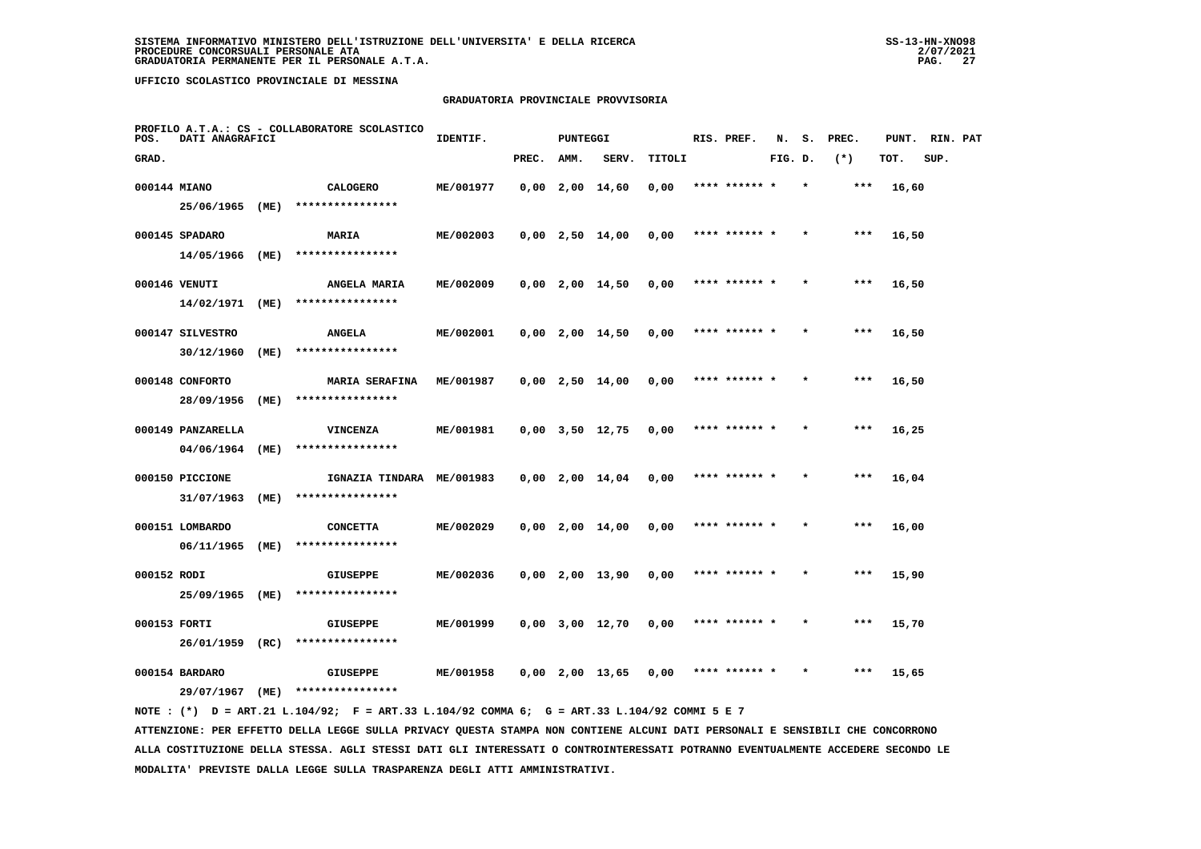SISTEMA INFORMATIVO MINISTERO DELL'ISTRUZIONE DELL'UNIVERSITA' E DELLA RICERCA
PROCEDURE CONCORSUALI PERSONALE ATA
GRADUATORIA PERMANENTE PER IL PERSONALE A.T.A.

UFFICIO SCOLASTICO PROVINCIALE DI MESSINA

GRADUATORIA PROVINCIALE PROVVISORIA

PROFILO A.T.A.: CS - COLLABORATORE SCOLASTICO

| POS. GRAD. | DATI ANAGRAFICI | | IDENTIF. | PUNTEGGI PREC. | AMM. | SERV. | TITOLI | RIS. PREF. | N. FIG. | S. D. | PREC. (*) | PUNT. TOT. | RIN. SUP. | PAT |
|---|---|---|---|---|---|---|---|---|---|---|---|---|---|---|
| 000144 | MIANO | CALOGERO | ME/001977 | 0,00 | 2,00 | 14,60 | 0,00 | **** ****** * | | * | *** | 16,60 | | |
| | 25/06/1965 (ME) | **************** | | | | | | | | | | | | |
| 000145 | SPADARO | MARIA | ME/002003 | 0,00 | 2,50 | 14,00 | 0,00 | **** ****** * | | * | *** | 16,50 | | |
| | 14/05/1966 (ME) | **************** | | | | | | | | | | | | |
| 000146 | VENUTI | ANGELA MARIA | ME/002009 | 0,00 | 2,00 | 14,50 | 0,00 | **** ****** * | | * | *** | 16,50 | | |
| | 14/02/1971 (ME) | **************** | | | | | | | | | | | | |
| 000147 | SILVESTRO | ANGELA | ME/002001 | 0,00 | 2,00 | 14,50 | 0,00 | **** ****** * | | * | *** | 16,50 | | |
| | 30/12/1960 (ME) | **************** | | | | | | | | | | | | |
| 000148 | CONFORTO | MARIA SERAFINA | ME/001987 | 0,00 | 2,50 | 14,00 | 0,00 | **** ****** * | | * | *** | 16,50 | | |
| | 28/09/1956 (ME) | **************** | | | | | | | | | | | | |
| 000149 | PANZARELLA | VINCENZA | ME/001981 | 0,00 | 3,50 | 12,75 | 0,00 | **** ****** * | | * | *** | 16,25 | | |
| | 04/06/1964 (ME) | **************** | | | | | | | | | | | | |
| 000150 | PICCIONE | IGNAZIA TINDARA | ME/001983 | 0,00 | 2,00 | 14,04 | 0,00 | **** ****** * | | * | *** | 16,04 | | |
| | 31/07/1963 (ME) | **************** | | | | | | | | | | | | |
| 000151 | LOMBARDO | CONCETTA | ME/002029 | 0,00 | 2,00 | 14,00 | 0,00 | **** ****** * | | * | *** | 16,00 | | |
| | 06/11/1965 (ME) | **************** | | | | | | | | | | | | |
| 000152 | RODI | GIUSEPPE | ME/002036 | 0,00 | 2,00 | 13,90 | 0,00 | **** ****** * | | * | *** | 15,90 | | |
| | 25/09/1965 (ME) | **************** | | | | | | | | | | | | |
| 000153 | FORTI | GIUSEPPE | ME/001999 | 0,00 | 3,00 | 12,70 | 0,00 | **** ****** * | | * | *** | 15,70 | | |
| | 26/01/1959 (RC) | **************** | | | | | | | | | | | | |
| 000154 | BARDARO | GIUSEPPE | ME/001958 | 0,00 | 2,00 | 13,65 | 0,00 | **** ****** * | | * | *** | 15,65 | | |
| | 29/07/1967 (ME) | **************** | | | | | | | | | | | | |

NOTE : (*) D = ART.21 L.104/92; F = ART.33 L.104/92 COMMA 6; G = ART.33 L.104/92 COMMI 5 E 7

ATTENZIONE: PER EFFETTO DELLA LEGGE SULLA PRIVACY QUESTA STAMPA NON CONTIENE ALCUNI DATI PERSONALI E SENSIBILI CHE CONCORRONO ALLA COSTITUZIONE DELLA STESSA. AGLI STESSI DATI GLI INTERESSATI O CONTROINTERESSATI POTRANNO EVENTUALMENTE ACCEDERE SECONDO LE MODALITA' PREVISTE DALLA LEGGE SULLA TRASPARENZA DEGLI ATTI AMMINISTRATIVI.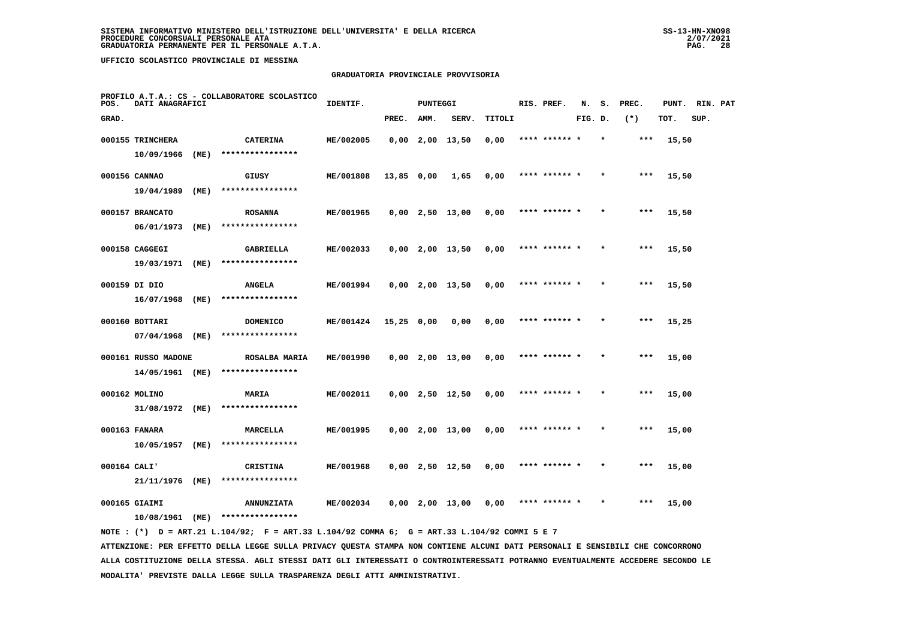SISTEMA INFORMATIVO MINISTERO DELL'ISTRUZIONE DELL'UNIVERSITA' E DELLA RICERCA
PROCEDURE CONCORSUALI PERSONALE ATA
GRADUATORIA PERMANENTE PER IL PERSONALE A.T.A.

UFFICIO SCOLASTICO PROVINCIALE DI MESSINA

GRADUATORIA PROVINCIALE PROVVISORIA

PROFILO A.T.A.: CS - COLLABORATORE SCOLASTICO

| POS. GRAD. | DATI ANAGRAFICI | | IDENTIF. | PUNTEGGI PREC. | AMM. | SERV. | TITOLI | RIS. PREF. | N. FIG. | S. D. | PREC. (*) | PUNT. TOT. | RIN. SUP. | PAT |
|---|---|---|---|---|---|---|---|---|---|---|---|---|---|---|
| 000155 | TRINCHERA 10/09/1966 (ME) | CATERINA **************** | ME/002005 | 0,00 | 2,00 | 13,50 | 0,00 | **** ****** * | | * | *** | 15,50 | | |
| 000156 | CANNAO 19/04/1989 (ME) | GIUSY **************** | ME/001808 | 13,85 | 0,00 | 1,65 | 0,00 | **** ****** * | | * | *** | 15,50 | | |
| 000157 | BRANCATO 06/01/1973 (ME) | ROSANNA **************** | ME/001965 | 0,00 | 2,50 | 13,00 | 0,00 | **** ****** * | | * | *** | 15,50 | | |
| 000158 | CAGGEGI 19/03/1971 (ME) | GABRIELLA **************** | ME/002033 | 0,00 | 2,00 | 13,50 | 0,00 | **** ****** * | | * | *** | 15,50 | | |
| 000159 | DI DIO 16/07/1968 (ME) | ANGELA **************** | ME/001994 | 0,00 | 2,00 | 13,50 | 0,00 | **** ****** * | | * | *** | 15,50 | | |
| 000160 | BOTTARI 07/04/1968 (ME) | DOMENICO **************** | ME/001424 | 15,25 | 0,00 | 0,00 | 0,00 | **** ****** * | | * | *** | 15,25 | | |
| 000161 | RUSSO MADONE 14/05/1961 (ME) | ROSALBA MARIA **************** | ME/001990 | 0,00 | 2,00 | 13,00 | 0,00 | **** ****** * | | * | *** | 15,00 | | |
| 000162 | MOLINO 31/08/1972 (ME) | MARIA **************** | ME/002011 | 0,00 | 2,50 | 12,50 | 0,00 | **** ****** * | | * | *** | 15,00 | | |
| 000163 | FANARA 10/05/1957 (ME) | MARCELLA **************** | ME/001995 | 0,00 | 2,00 | 13,00 | 0,00 | **** ****** * | | * | *** | 15,00 | | |
| 000164 | CALI' 21/11/1976 (ME) | CRISTINA **************** | ME/001968 | 0,00 | 2,50 | 12,50 | 0,00 | **** ****** * | | * | *** | 15,00 | | |
| 000165 | GIAIMI 10/08/1961 (ME) | ANNUNZIATA **************** | ME/002034 | 0,00 | 2,00 | 13,00 | 0,00 | **** ****** * | | * | *** | 15,00 | | |

NOTE : (*) D = ART.21 L.104/92; F = ART.33 L.104/92 COMMA 6; G = ART.33 L.104/92 COMMI 5 E 7

ATTENZIONE: PER EFFETTO DELLA LEGGE SULLA PRIVACY QUESTA STAMPA NON CONTIENE ALCUNI DATI PERSONALI E SENSIBILI CHE CONCORRONO ALLA COSTITUZIONE DELLA STESSA. AGLI STESSI DATI GLI INTERESSATI O CONTROINTERESSATI POTRANNO EVENTUALMENTE ACCEDERE SECONDO LE MODALITA' PREVISTE DALLA LEGGE SULLA TRASPARENZA DEGLI ATTI AMMINISTRATIVI.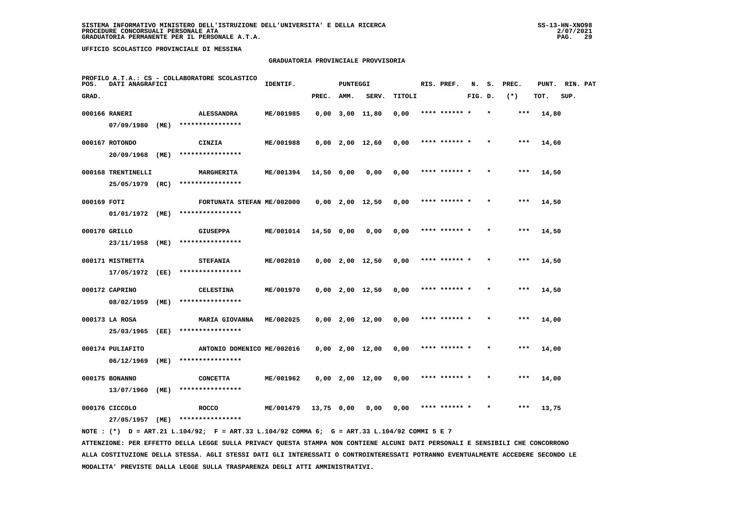**UFFICIO SCOLASTICO PROVINCIALE DI MESSINA**

**GRADUATORIA PROVINCIALE PROVVISORIA**

PROFILO A.T.A.: CS - COLLABORATORE SCOLASTICO

| POS. GRAD. | DATI ANAGRAFICI | | IDENTIF. | PUNTEGGI PREC. | AMM. | SERV. | TITOLI | RIS. PREF. | N. FIG. | S. D. | PREC. (*) | PUNT. TOT. | RIN. SUP. | PAT |
|---|---|---|---|---|---|---|---|---|---|---|---|---|---|---|
| 000166 | RANERI 07/09/1980 (ME) | ALESSANDRA **************** | ME/001985 | 0,00 | 3,00 | 11,80 | 0,00 | **** ****** * | | * | *** | 14,80 | | |
| 000167 | ROTONDO 20/09/1968 (ME) | CINZIA **************** | ME/001988 | 0,00 | 2,00 | 12,60 | 0,00 | **** ****** * | | * | *** | 14,60 | | |
| 000168 | TRENTINELLI 25/05/1979 (RC) | MARGHERITA **************** | ME/001394 | 14,50 | 0,00 | 0,00 | 0,00 | **** ****** * | | * | *** | 14,50 | | |
| 000169 | FOTI 01/01/1972 (ME) | FORTUNATA STEFAN **************** | ME/002000 | 0,00 | 2,00 | 12,50 | 0,00 | **** ****** * | | * | *** | 14,50 | | |
| 000170 | GRILLO 23/11/1958 (ME) | GIUSEPPA **************** | ME/001014 | 14,50 | 0,00 | 0,00 | 0,00 | **** ****** * | | * | *** | 14,50 | | |
| 000171 | MISTRETTA 17/05/1972 (EE) | STEFANIA **************** | ME/002010 | 0,00 | 2,00 | 12,50 | 0,00 | **** ****** * | | * | *** | 14,50 | | |
| 000172 | CAPRINO 08/02/1959 (ME) | CELESTINA **************** | ME/001970 | 0,00 | 2,00 | 12,50 | 0,00 | **** ****** * | | * | *** | 14,50 | | |
| 000173 | LA ROSA 25/03/1965 (EE) | MARIA GIOVANNA **************** | ME/002025 | 0,00 | 2,00 | 12,00 | 0,00 | **** ****** * | | * | *** | 14,00 | | |
| 000174 | PULIAFITO 06/12/1969 (ME) | ANTONIO DOMENICO **************** | ME/002016 | 0,00 | 2,00 | 12,00 | 0,00 | **** ****** * | | * | *** | 14,00 | | |
| 000175 | BONANNO 13/07/1960 (ME) | CONCETTA **************** | ME/001962 | 0,00 | 2,00 | 12,00 | 0,00 | **** ****** * | | * | *** | 14,00 | | |
| 000176 | CICCOLO 27/05/1957 (ME) | ROCCO **************** | ME/001479 | 13,75 | 0,00 | 0,00 | 0,00 | **** ****** * | | * | *** | 13,75 | | |

NOTE : (*) D = ART.21 L.104/92; F = ART.33 L.104/92 COMMA 6; G = ART.33 L.104/92 COMMI 5 E 7

ATTENZIONE: PER EFFETTO DELLA LEGGE SULLA PRIVACY QUESTA STAMPA NON CONTIENE ALCUNI DATI PERSONALI E SENSIBILI CHE CONCORRONO ALLA COSTITUZIONE DELLA STESSA. AGLI STESSI DATI GLI INTERESSATI O CONTROINTERESSATI POTRANNO EVENTUALMENTE ACCEDERE SECONDO LE MODALITA' PREVISTE DALLA LEGGE SULLA TRASPARENZA DEGLI ATTI AMMINISTRATIVI.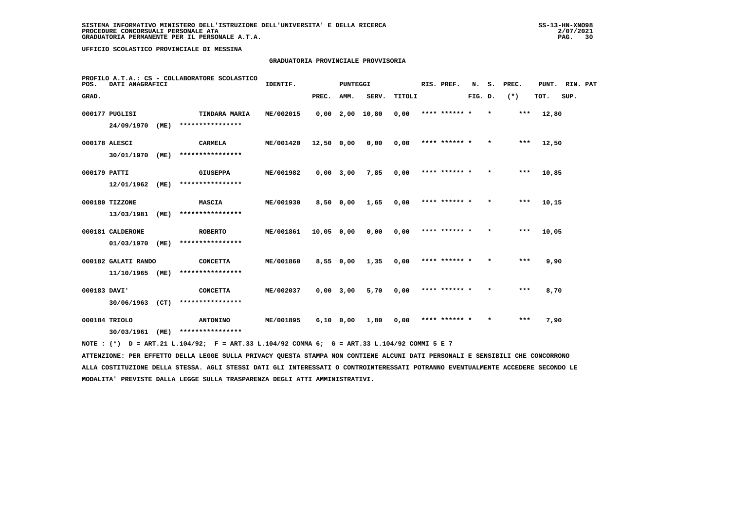SISTEMA INFORMATIVO MINISTERO DELL'ISTRUZIONE DELL'UNIVERSITA' E DELLA RICERCA
PROCEDURE CONCORSUALI PERSONALE ATA
GRADUATORIA PERMANENTE PER IL PERSONALE A.T.A.

UFFICIO SCOLASTICO PROVINCIALE DI MESSINA

GRADUATORIA PROVINCIALE PROVVISORIA

PROFILO A.T.A.: CS - COLLABORATORE SCOLASTICO

| POS. GRAD. | DATI ANAGRAFICI | | IDENTIF. | PUNTEGGI PREC. | AMM. | SERV. | TITOLI | RIS. PREF. | N. FIG. | S. D. | PREC. (*) | PUNT. TOT. | RIN. SUP. | PAT |
|---|---|---|---|---|---|---|---|---|---|---|---|---|---|---|
| 000177 | PUGLISI 24/09/1970 (ME) | TINDARA MARIA **************** | ME/002015 | 0,00 | 2,00 | 10,80 | 0,00 | **** ****** * | | * | *** | 12,80 | | |
| 000178 | ALESCI 30/01/1970 (ME) | CARMELA **************** | ME/001420 | 12,50 | 0,00 | 0,00 | 0,00 | **** ****** * | | * | *** | 12,50 | | |
| 000179 | PATTI 12/01/1962 (ME) | GIUSEPPA **************** | ME/001982 | 0,00 | 3,00 | 7,85 | 0,00 | **** ****** * | | * | *** | 10,85 | | |
| 000180 | TIZZONE 13/03/1981 (ME) | MASCIA **************** | ME/001930 | 8,50 | 0,00 | 1,65 | 0,00 | **** ****** * | | * | *** | 10,15 | | |
| 000181 | CALDERONE 01/03/1970 (ME) | ROBERTO **************** | ME/001861 | 10,05 | 0,00 | 0,00 | 0,00 | **** ****** * | | * | *** | 10,05 | | |
| 000182 | GALATI RANDO 11/10/1965 (ME) | CONCETTA **************** | ME/001860 | 8,55 | 0,00 | 1,35 | 0,00 | **** ****** * | | * | *** | 9,90 | | |
| 000183 | DAVI' 30/06/1963 (CT) | CONCETTA **************** | ME/002037 | 0,00 | 3,00 | 5,70 | 0,00 | **** ****** * | | * | *** | 8,70 | | |
| 000184 | TRIOLO 30/03/1961 (ME) | ANTONINO **************** | ME/001895 | 6,10 | 0,00 | 1,80 | 0,00 | **** ****** * | | * | *** | 7,90 | | |

NOTE : (*) D = ART.21 L.104/92; F = ART.33 L.104/92 COMMA 6; G = ART.33 L.104/92 COMMI 5 E 7

ATTENZIONE: PER EFFETTO DELLA LEGGE SULLA PRIVACY QUESTA STAMPA NON CONTIENE ALCUNI DATI PERSONALI E SENSIBILI CHE CONCORRONO ALLA COSTITUZIONE DELLA STESSA. AGLI STESSI DATI GLI INTERESSATI O CONTROINTERESSATI POTRANNO EVENTUALMENTE ACCEDERE SECONDO LE MODALITA' PREVISTE DALLA LEGGE SULLA TRASPARENZA DEGLI ATTI AMMINISTRATIVI.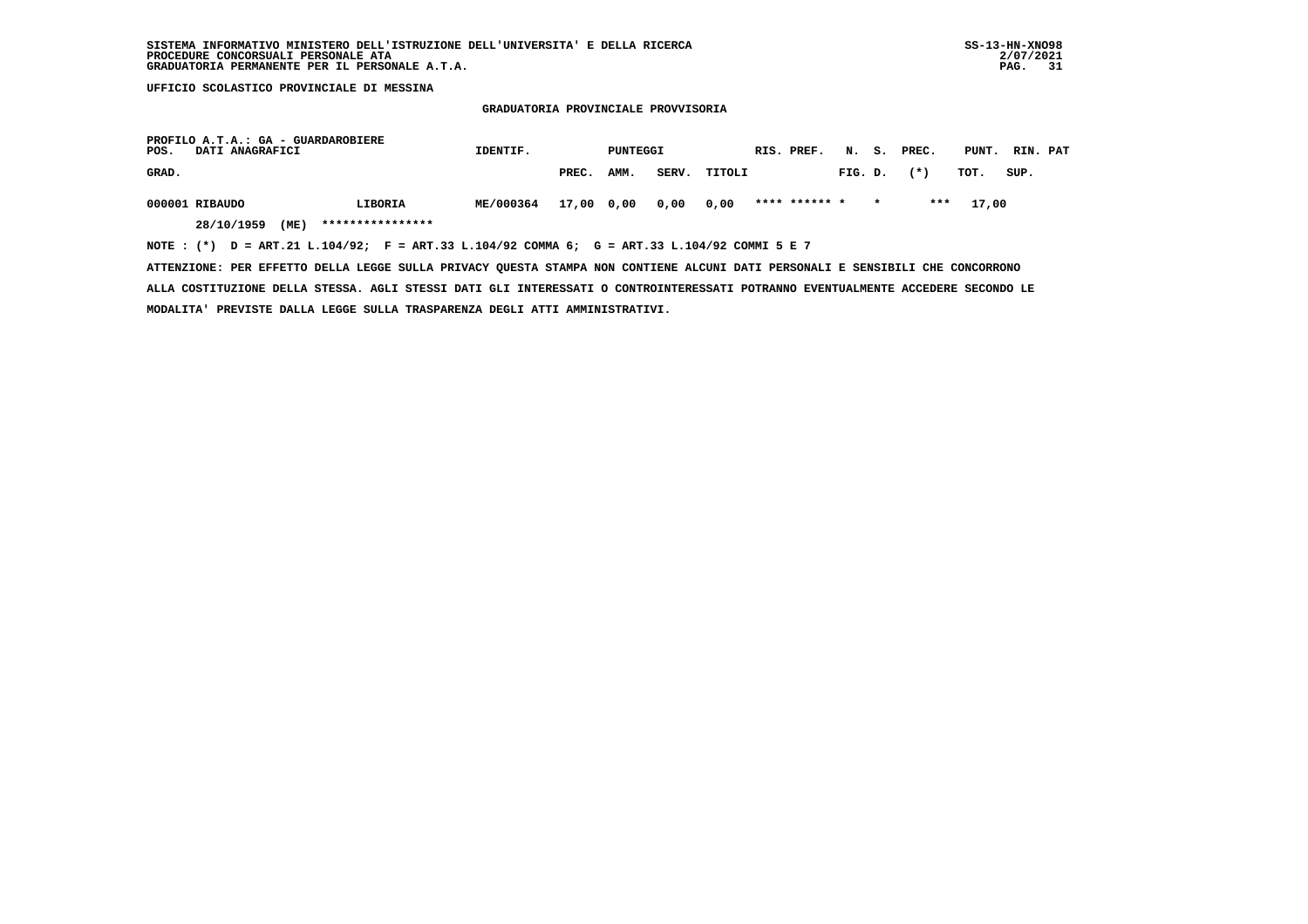**UFFICIO SCOLASTICO PROVINCIALE DI MESSINA**

**GRADUATORIA PROVINCIALE PROVVISORIA**

**PROFILO A.T.A.: GA - GUARDAROBIERE**

| POS. GRAD. | DATI ANAGRAFICI | | IDENTIF. | PUNTEGGI PREC. | AMM. | SERV. | TITOLI | RIS. | PREF. | N. FIG. | S. D. | PREC. (*) | PUNT. TOT. | RIN. SUP. | PAT |
|---|---|---|---|---|---|---|---|---|---|---|---|---|---|---|---|
| 000001 | RIBAUDO | LIBORIA | ME/000364 | 17,00 | 0,00 | 0,00 | 0,00 | **** | ****** | * | * | *** | 17,00 | | |
| | 28/10/1959 (ME) | **************** | | | | | | | | | | | | | |

NOTE : (*) D = ART.21 L.104/92; F = ART.33 L.104/92 COMMA 6; G = ART.33 L.104/92 COMMI 5 E 7

ATTENZIONE: PER EFFETTO DELLA LEGGE SULLA PRIVACY QUESTA STAMPA NON CONTIENE ALCUNI DATI PERSONALI E SENSIBILI CHE CONCORRONO ALLA COSTITUZIONE DELLA STESSA. AGLI STESSI DATI GLI INTERESSATI O CONTROINTERESSATI POTRANNO EVENTUALMENTE ACCEDERE SECONDO LE MODALITA' PREVISTE DALLA LEGGE SULLA TRASPARENZA DEGLI ATTI AMMINISTRATIVI.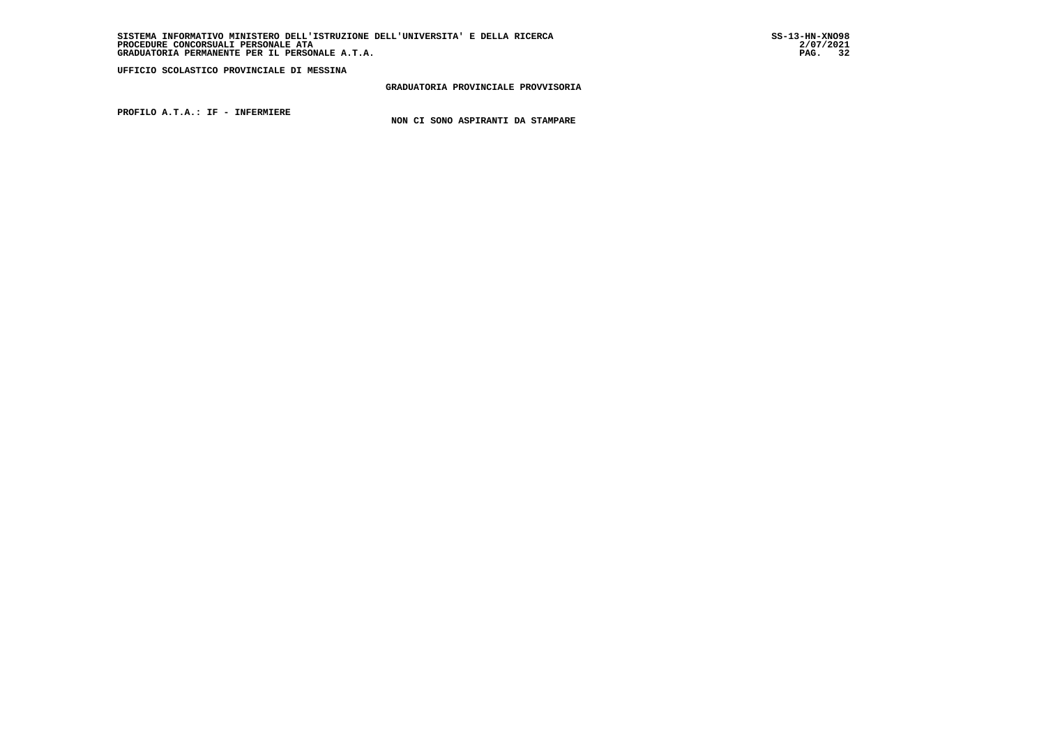**UFFICIO SCOLASTICO PROVINCIALE DI MESSINA**

**GRADUATORIA PROVINCIALE PROVVISORIA**

**PROFILO A.T.A.: IF - INFERMIERE**

**NON CI SONO ASPIRANTI DA STAMPARE**